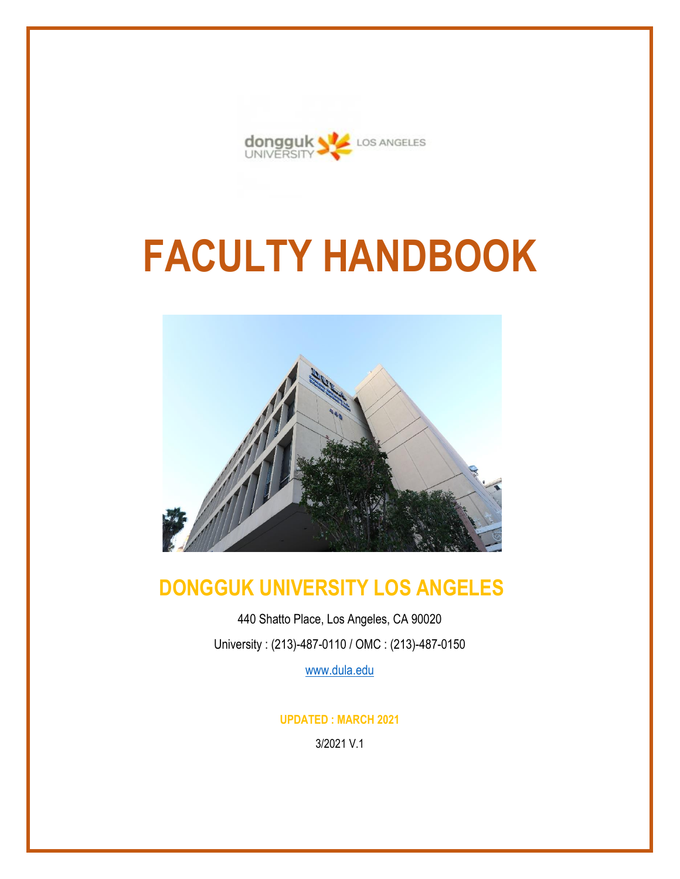# FACULTY HANDBOOK

## DONGGUK UNIVERSITY LOS ANGELES

440 Shatto Place, Los Angeles, CA 90020

University : (213)-487-0110 / OMC : (213)-487-0150

www.dula.edu

**UPDATED : MARCH 2021**

3/2021 V.1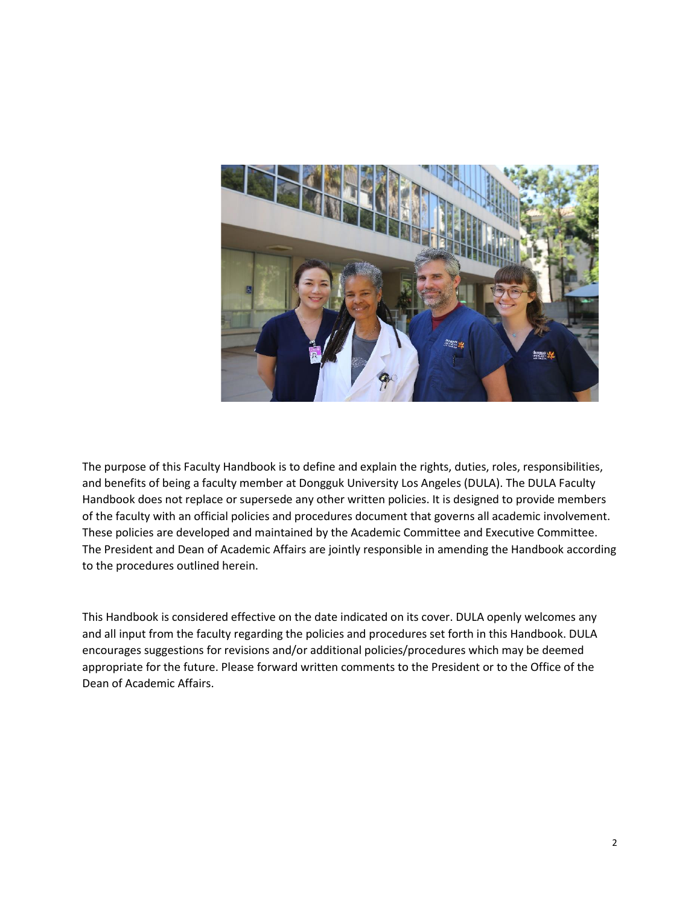The purpose of this Faculty Handbook is to define and explain the rights, duties, roles, responsibilities, and benefits of being a faculty member at Dongguk University Los Angeles (DULA). The DULA Faculty Handbook does not replace or supersede any other written policies. It is designed to provide members of the faculty with an official policies and procedures document that governs all academic involvement. These policies are developed and maintained by the Academic Committee and Executive Committee. The President and Dean of Academic Affairs are jointly responsible in amending the Handbook according to the procedures outlined herein.

This Handbook is considered effective on the date indicated on its cover. DULA openly welcomes any and all input from the faculty regarding the policies and procedures set forth in this Handbook. DULA encourages suggestions for revisions and/or additional policies/procedures which may be deemed appropriate for the future. Please forward written comments to the President or to the Office of the Dean of Academic Affairs.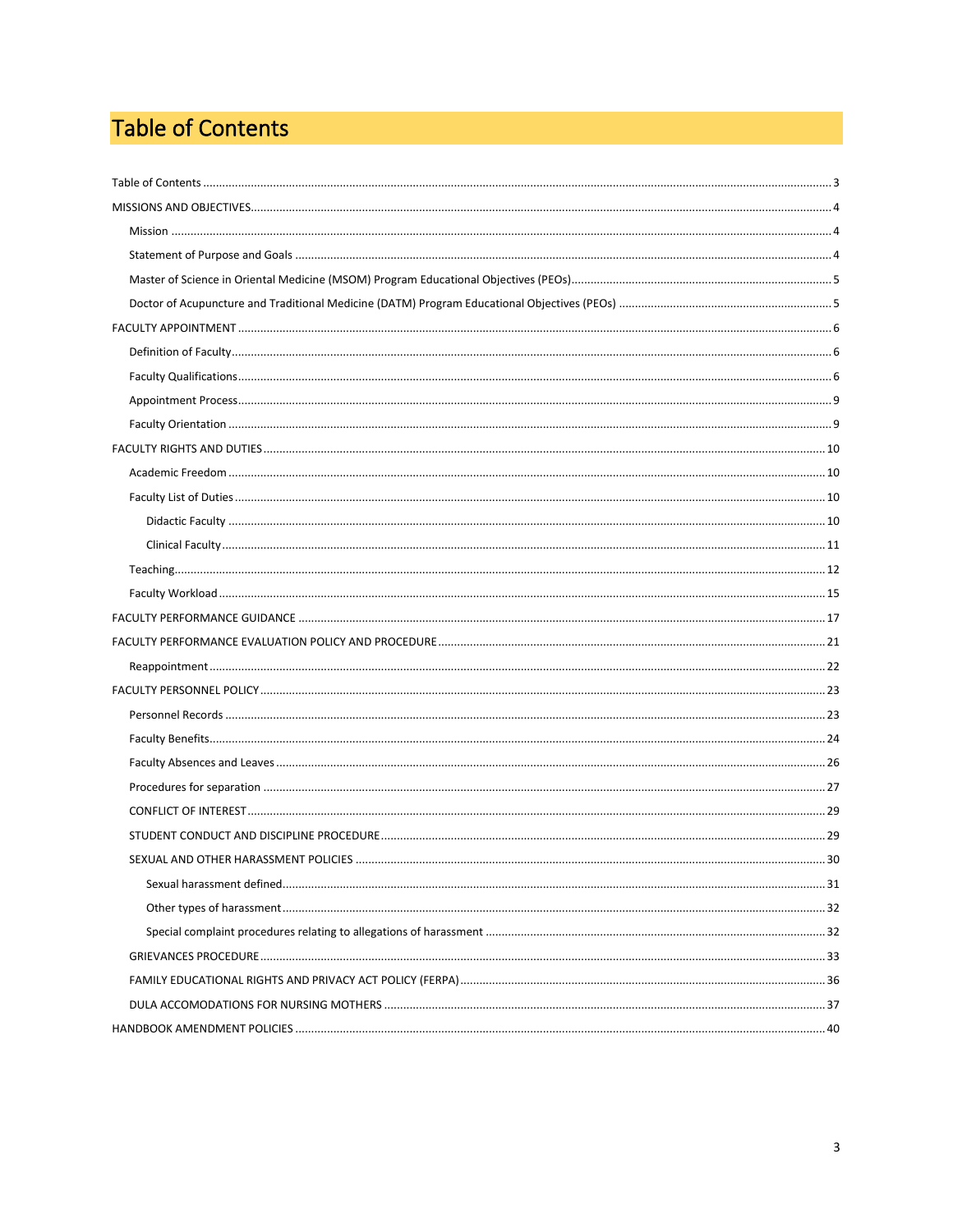# Table of Contents

Table of Contents ........ 3

MISSIONS AND OBJECTIVES ........ 4

- Mission ........ 4
- Statement of Purpose and Goals ........ 4
- Master of Science in Oriental Medicine (MSOM) Program Educational Objectives (PEOs) ........ 5
- Doctor of Acupuncture and Traditional Medicine (DATM) Program Educational Objectives (PEOs) ........ 5

FACULTY APPOINTMENT ........ 6

- Definition of Faculty ........ 6
- Faculty Qualifications ........ 6
- Appointment Process ........ 9
- Faculty Orientation ........ 9

FACULTY RIGHTS AND DUTIES ........ 10

- Academic Freedom ........ 10
- Faculty List of Duties ........ 10
  - Didactic Faculty ........ 10
  - Clinical Faculty ........ 11
- Teaching ........ 12
- Faculty Workload ........ 15

FACULTY PERFORMANCE GUIDANCE ........ 17

FACULTY PERFORMANCE EVALUATION POLICY AND PROCEDURE ........ 21

- Reappointment ........ 22

FACULTY PERSONNEL POLICY ........ 23

- Personnel Records ........ 23
- Faculty Benefits ........ 24
- Faculty Absences and Leaves ........ 26
- Procedures for separation ........ 27
- CONFLICT OF INTEREST ........ 29
- STUDENT CONDUCT AND DISCIPLINE PROCEDURE ........ 29
- SEXUAL AND OTHER HARASSMENT POLICIES ........ 30
  - Sexual harassment defined ........ 31
  - Other types of harassment ........ 32
  - Special complaint procedures relating to allegations of harassment ........ 32
- GRIEVANCES PROCEDURE ........ 33
- FAMILY EDUCATIONAL RIGHTS AND PRIVACY ACT POLICY (FERPA) ........ 36
- DULA ACCOMODATIONS FOR NURSING MOTHERS ........ 37

HANDBOOK AMENDMENT POLICIES ........ 40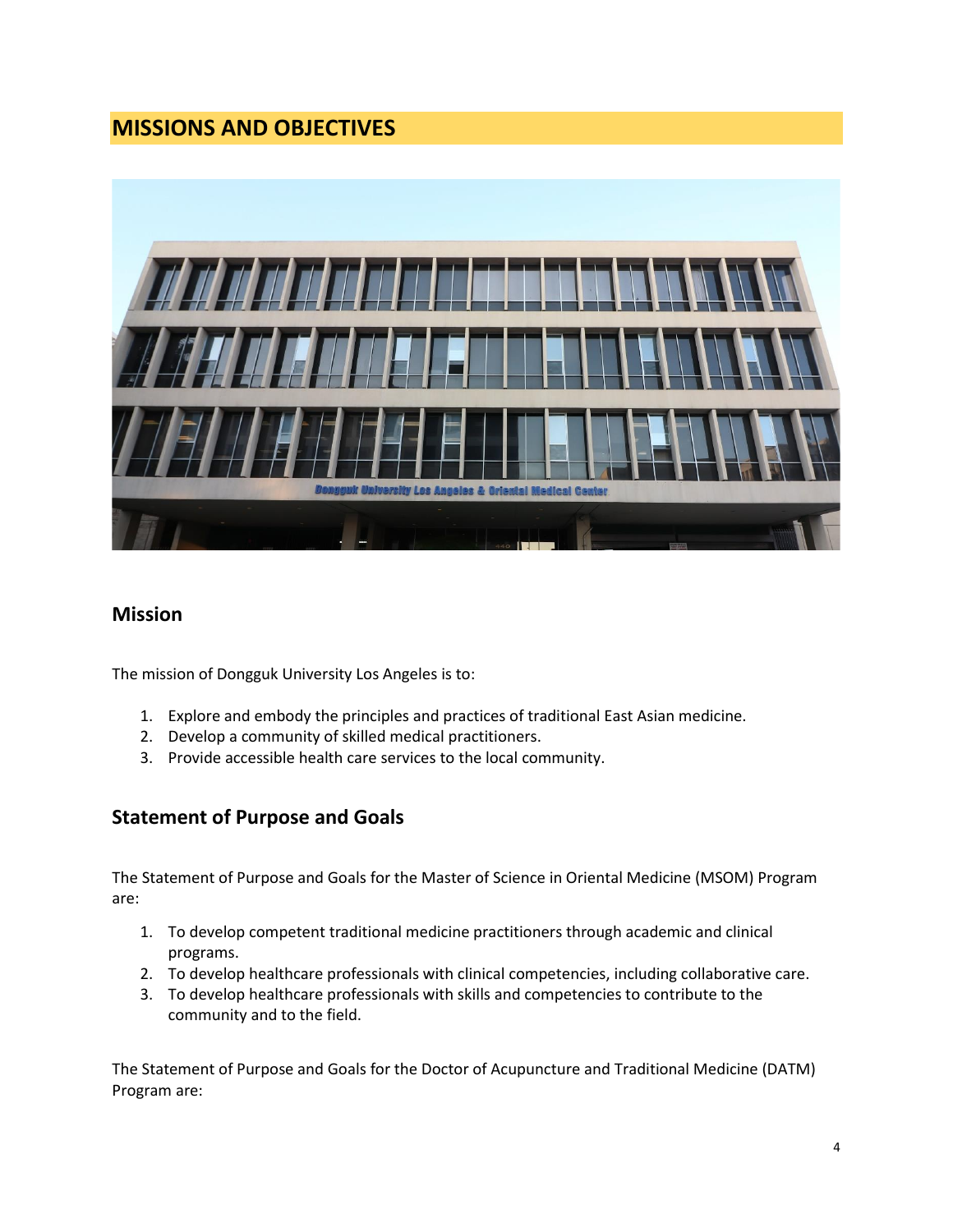# MISSIONS AND OBJECTIVES

## Mission

The mission of Dongguk University Los Angeles is to:

1. Explore and embody the principles and practices of traditional East Asian medicine.
2. Develop a community of skilled medical practitioners.
3. Provide accessible health care services to the local community.

## Statement of Purpose and Goals

The Statement of Purpose and Goals for the Master of Science in Oriental Medicine (MSOM) Program are:

1. To develop competent traditional medicine practitioners through academic and clinical programs.
2. To develop healthcare professionals with clinical competencies, including collaborative care.
3. To develop healthcare professionals with skills and competencies to contribute to the community and to the field.

The Statement of Purpose and Goals for the Doctor of Acupuncture and Traditional Medicine (DATM) Program are: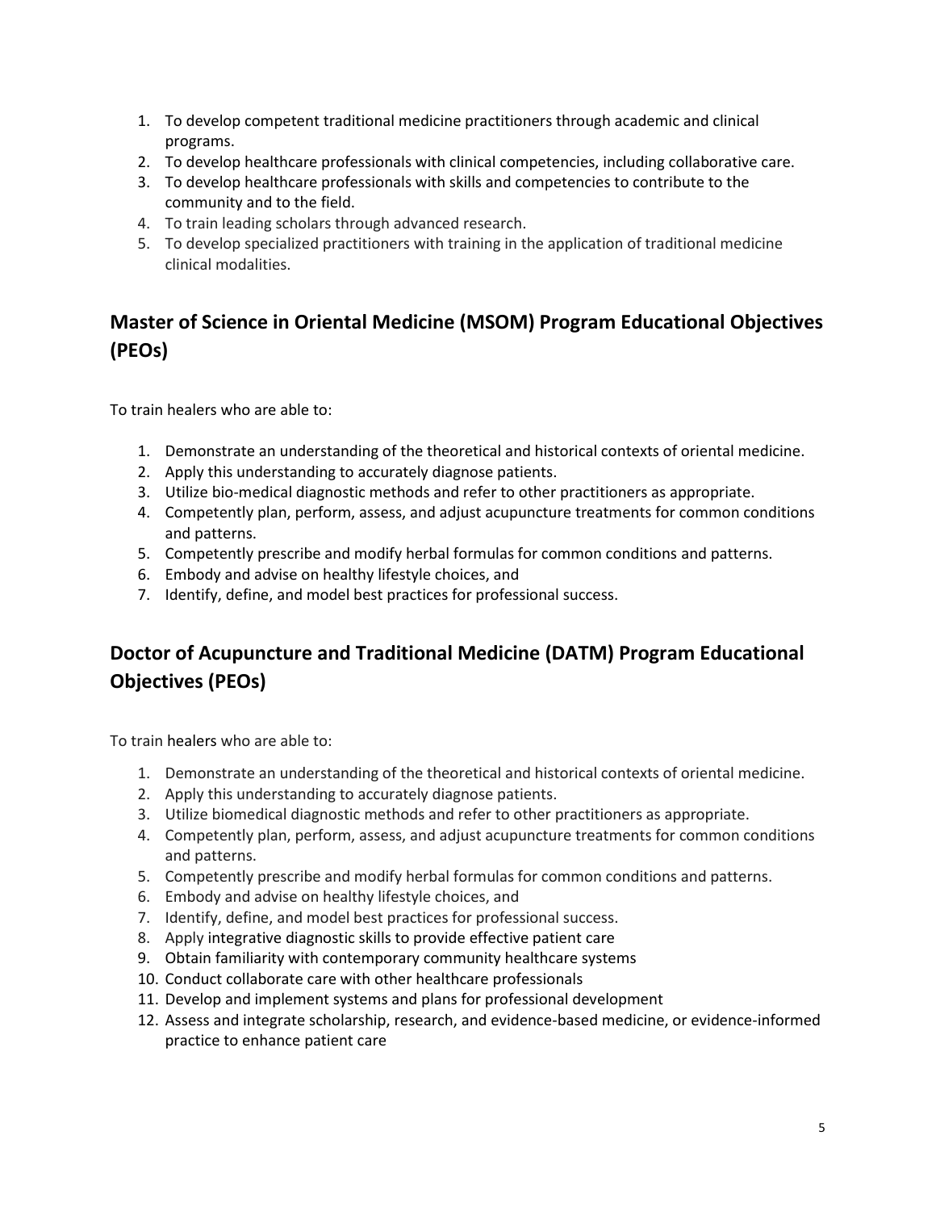1. To develop competent traditional medicine practitioners through academic and clinical programs.
2. To develop healthcare professionals with clinical competencies, including collaborative care.
3. To develop healthcare professionals with skills and competencies to contribute to the community and to the field.
4. To train leading scholars through advanced research.
5. To develop specialized practitioners with training in the application of traditional medicine clinical modalities.

## Master of Science in Oriental Medicine (MSOM) Program Educational Objectives (PEOs)

To train healers who are able to:

1. Demonstrate an understanding of the theoretical and historical contexts of oriental medicine.
2. Apply this understanding to accurately diagnose patients.
3. Utilize bio-medical diagnostic methods and refer to other practitioners as appropriate.
4. Competently plan, perform, assess, and adjust acupuncture treatments for common conditions and patterns.
5. Competently prescribe and modify herbal formulas for common conditions and patterns.
6. Embody and advise on healthy lifestyle choices, and
7. Identify, define, and model best practices for professional success.

## Doctor of Acupuncture and Traditional Medicine (DATM) Program Educational Objectives (PEOs)

To train healers who are able to:

1. Demonstrate an understanding of the theoretical and historical contexts of oriental medicine.
2. Apply this understanding to accurately diagnose patients.
3. Utilize biomedical diagnostic methods and refer to other practitioners as appropriate.
4. Competently plan, perform, assess, and adjust acupuncture treatments for common conditions and patterns.
5. Competently prescribe and modify herbal formulas for common conditions and patterns.
6. Embody and advise on healthy lifestyle choices, and
7. Identify, define, and model best practices for professional success.
8. Apply integrative diagnostic skills to provide effective patient care
9. Obtain familiarity with contemporary community healthcare systems
10. Conduct collaborate care with other healthcare professionals
11. Develop and implement systems and plans for professional development
12. Assess and integrate scholarship, research, and evidence-based medicine, or evidence-informed practice to enhance patient care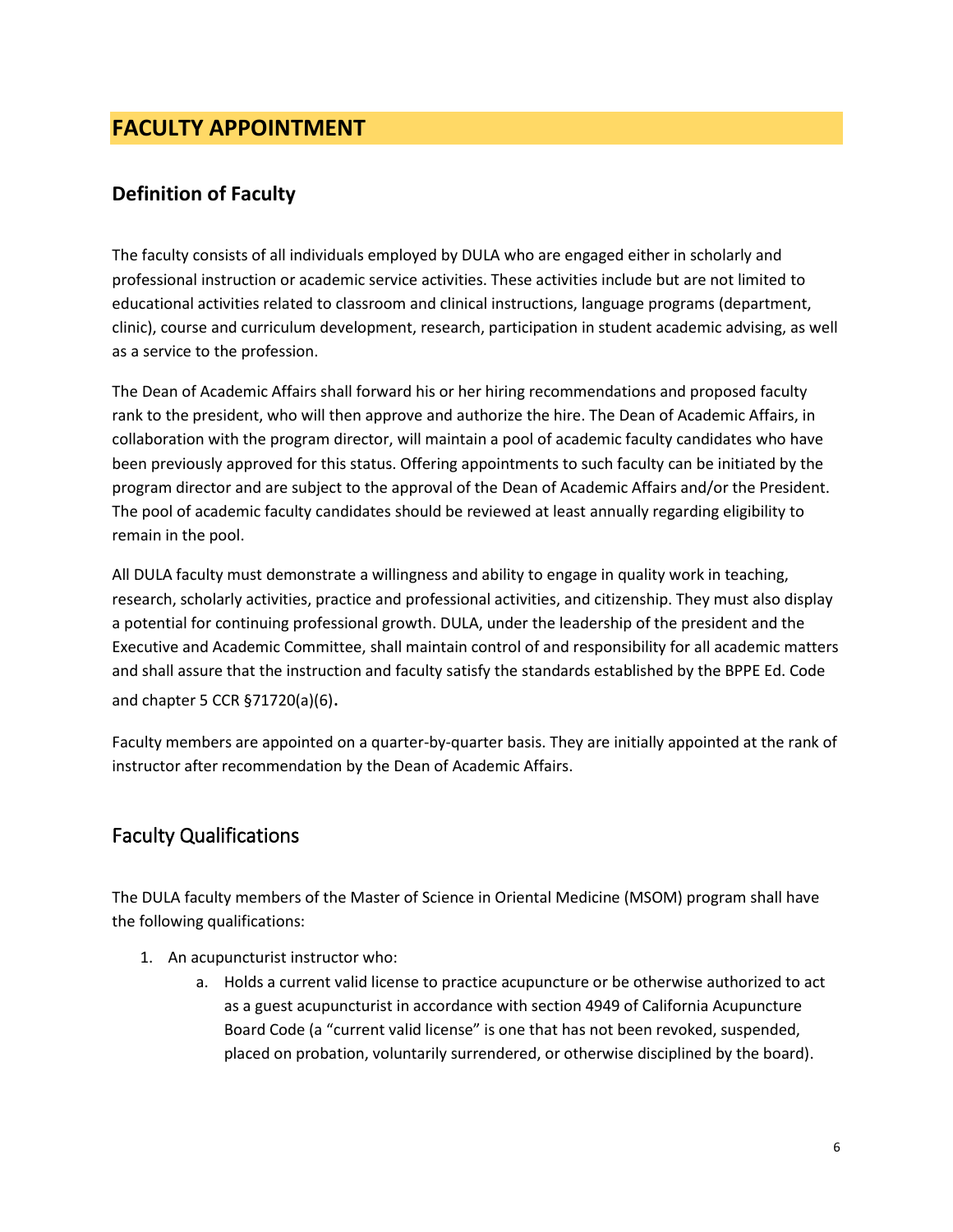# FACULTY APPOINTMENT

## Definition of Faculty

The faculty consists of all individuals employed by DULA who are engaged either in scholarly and professional instruction or academic service activities. These activities include but are not limited to educational activities related to classroom and clinical instructions, language programs (department, clinic), course and curriculum development, research, participation in student academic advising, as well as a service to the profession.

The Dean of Academic Affairs shall forward his or her hiring recommendations and proposed faculty rank to the president, who will then approve and authorize the hire. The Dean of Academic Affairs, in collaboration with the program director, will maintain a pool of academic faculty candidates who have been previously approved for this status. Offering appointments to such faculty can be initiated by the program director and are subject to the approval of the Dean of Academic Affairs and/or the President. The pool of academic faculty candidates should be reviewed at least annually regarding eligibility to remain in the pool.

All DULA faculty must demonstrate a willingness and ability to engage in quality work in teaching, research, scholarly activities, practice and professional activities, and citizenship. They must also display a potential for continuing professional growth. DULA, under the leadership of the president and the Executive and Academic Committee, shall maintain control of and responsibility for all academic matters and shall assure that the instruction and faculty satisfy the standards established by the BPPE Ed. Code and chapter 5 CCR §71720(a)(6).

Faculty members are appointed on a quarter-by-quarter basis. They are initially appointed at the rank of instructor after recommendation by the Dean of Academic Affairs.

## Faculty Qualifications

The DULA faculty members of the Master of Science in Oriental Medicine (MSOM) program shall have the following qualifications:

1. An acupuncturist instructor who:
   a. Holds a current valid license to practice acupuncture or be otherwise authorized to act as a guest acupuncturist in accordance with section 4949 of California Acupuncture Board Code (a "current valid license" is one that has not been revoked, suspended, placed on probation, voluntarily surrendered, or otherwise disciplined by the board).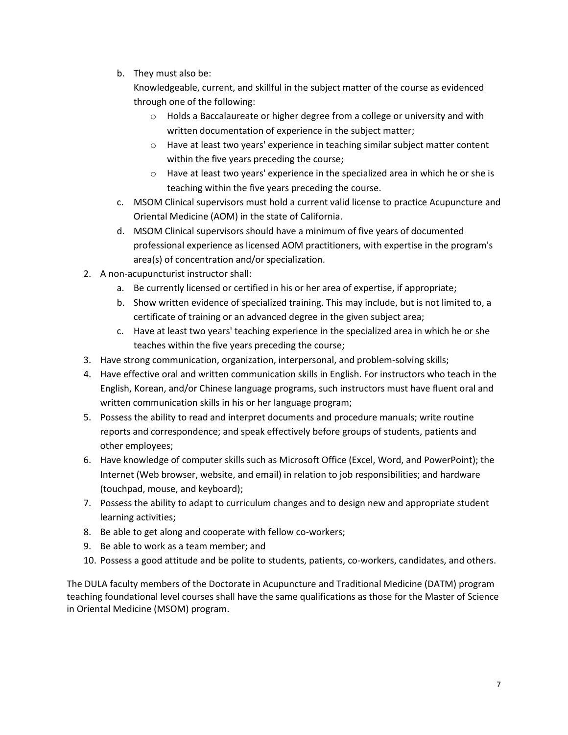b. They must also be:
      Knowledgeable, current, and skillful in the subject matter of the course as evidenced through one of the following:
      - Holds a Baccalaureate or higher degree from a college or university and with written documentation of experience in the subject matter;
      - Have at least two years' experience in teaching similar subject matter content within the five years preceding the course;
      - Have at least two years' experience in the specialized area in which he or she is teaching within the five years preceding the course.
   c. MSOM Clinical supervisors must hold a current valid license to practice Acupuncture and Oriental Medicine (AOM) in the state of California.
   d. MSOM Clinical supervisors should have a minimum of five years of documented professional experience as licensed AOM practitioners, with expertise in the program's area(s) of concentration and/or specialization.
2. A non-acupuncturist instructor shall:
   a. Be currently licensed or certified in his or her area of expertise, if appropriate;
   b. Show written evidence of specialized training. This may include, but is not limited to, a certificate of training or an advanced degree in the given subject area;
   c. Have at least two years' teaching experience in the specialized area in which he or she teaches within the five years preceding the course;
3. Have strong communication, organization, interpersonal, and problem-solving skills;
4. Have effective oral and written communication skills in English. For instructors who teach in the English, Korean, and/or Chinese language programs, such instructors must have fluent oral and written communication skills in his or her language program;
5. Possess the ability to read and interpret documents and procedure manuals; write routine reports and correspondence; and speak effectively before groups of students, patients and other employees;
6. Have knowledge of computer skills such as Microsoft Office (Excel, Word, and PowerPoint); the Internet (Web browser, website, and email) in relation to job responsibilities; and hardware (touchpad, mouse, and keyboard);
7. Possess the ability to adapt to curriculum changes and to design new and appropriate student learning activities;
8. Be able to get along and cooperate with fellow co-workers;
9. Be able to work as a team member; and
10. Possess a good attitude and be polite to students, patients, co-workers, candidates, and others.

The DULA faculty members of the Doctorate in Acupuncture and Traditional Medicine (DATM) program teaching foundational level courses shall have the same qualifications as those for the Master of Science in Oriental Medicine (MSOM) program.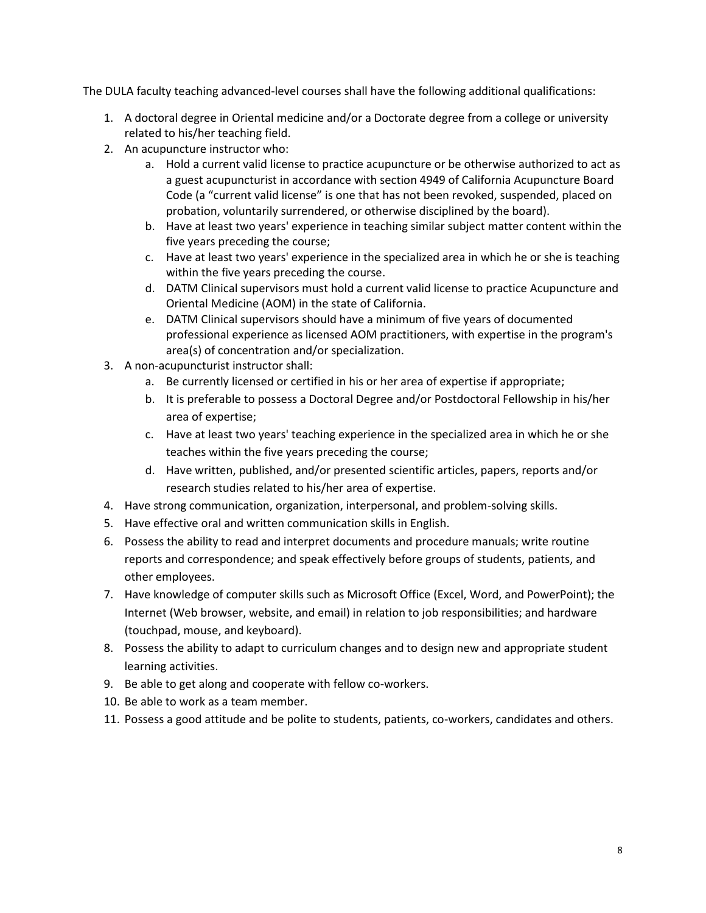The DULA faculty teaching advanced-level courses shall have the following additional qualifications:

1. A doctoral degree in Oriental medicine and/or a Doctorate degree from a college or university related to his/her teaching field.
2. An acupuncture instructor who:
   a. Hold a current valid license to practice acupuncture or be otherwise authorized to act as a guest acupuncturist in accordance with section 4949 of California Acupuncture Board Code (a "current valid license" is one that has not been revoked, suspended, placed on probation, voluntarily surrendered, or otherwise disciplined by the board).
   b. Have at least two years' experience in teaching similar subject matter content within the five years preceding the course;
   c. Have at least two years' experience in the specialized area in which he or she is teaching within the five years preceding the course.
   d. DATM Clinical supervisors must hold a current valid license to practice Acupuncture and Oriental Medicine (AOM) in the state of California.
   e. DATM Clinical supervisors should have a minimum of five years of documented professional experience as licensed AOM practitioners, with expertise in the program's area(s) of concentration and/or specialization.
3. A non-acupuncturist instructor shall:
   a. Be currently licensed or certified in his or her area of expertise if appropriate;
   b. It is preferable to possess a Doctoral Degree and/or Postdoctoral Fellowship in his/her area of expertise;
   c. Have at least two years' teaching experience in the specialized area in which he or she teaches within the five years preceding the course;
   d. Have written, published, and/or presented scientific articles, papers, reports and/or research studies related to his/her area of expertise.
4. Have strong communication, organization, interpersonal, and problem-solving skills.
5. Have effective oral and written communication skills in English.
6. Possess the ability to read and interpret documents and procedure manuals; write routine reports and correspondence; and speak effectively before groups of students, patients, and other employees.
7. Have knowledge of computer skills such as Microsoft Office (Excel, Word, and PowerPoint); the Internet (Web browser, website, and email) in relation to job responsibilities; and hardware (touchpad, mouse, and keyboard).
8. Possess the ability to adapt to curriculum changes and to design new and appropriate student learning activities.
9. Be able to get along and cooperate with fellow co-workers.
10. Be able to work as a team member.
11. Possess a good attitude and be polite to students, patients, co-workers, candidates and others.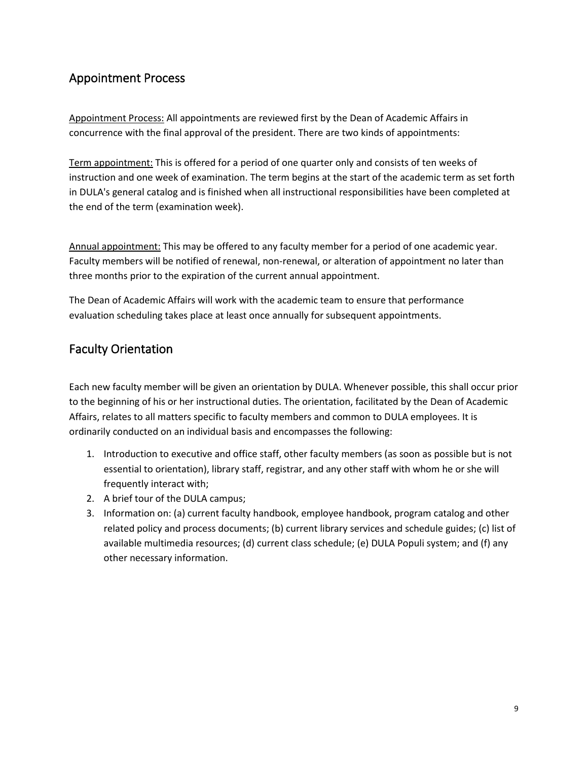## Appointment Process

<u>Appointment Process:</u> All appointments are reviewed first by the Dean of Academic Affairs in concurrence with the final approval of the president. There are two kinds of appointments:

<u>Term appointment:</u> This is offered for a period of one quarter only and consists of ten weeks of instruction and one week of examination. The term begins at the start of the academic term as set forth in DULA's general catalog and is finished when all instructional responsibilities have been completed at the end of the term (examination week).

<u>Annual appointment:</u> This may be offered to any faculty member for a period of one academic year. Faculty members will be notified of renewal, non-renewal, or alteration of appointment no later than three months prior to the expiration of the current annual appointment.

The Dean of Academic Affairs will work with the academic team to ensure that performance evaluation scheduling takes place at least once annually for subsequent appointments.

## Faculty Orientation

Each new faculty member will be given an orientation by DULA. Whenever possible, this shall occur prior to the beginning of his or her instructional duties. The orientation, facilitated by the Dean of Academic Affairs, relates to all matters specific to faculty members and common to DULA employees. It is ordinarily conducted on an individual basis and encompasses the following:

1. Introduction to executive and office staff, other faculty members (as soon as possible but is not essential to orientation), library staff, registrar, and any other staff with whom he or she will frequently interact with;
2. A brief tour of the DULA campus;
3. Information on: (a) current faculty handbook, employee handbook, program catalog and other related policy and process documents; (b) current library services and schedule guides; (c) list of available multimedia resources; (d) current class schedule; (e) DULA Populi system; and (f) any other necessary information.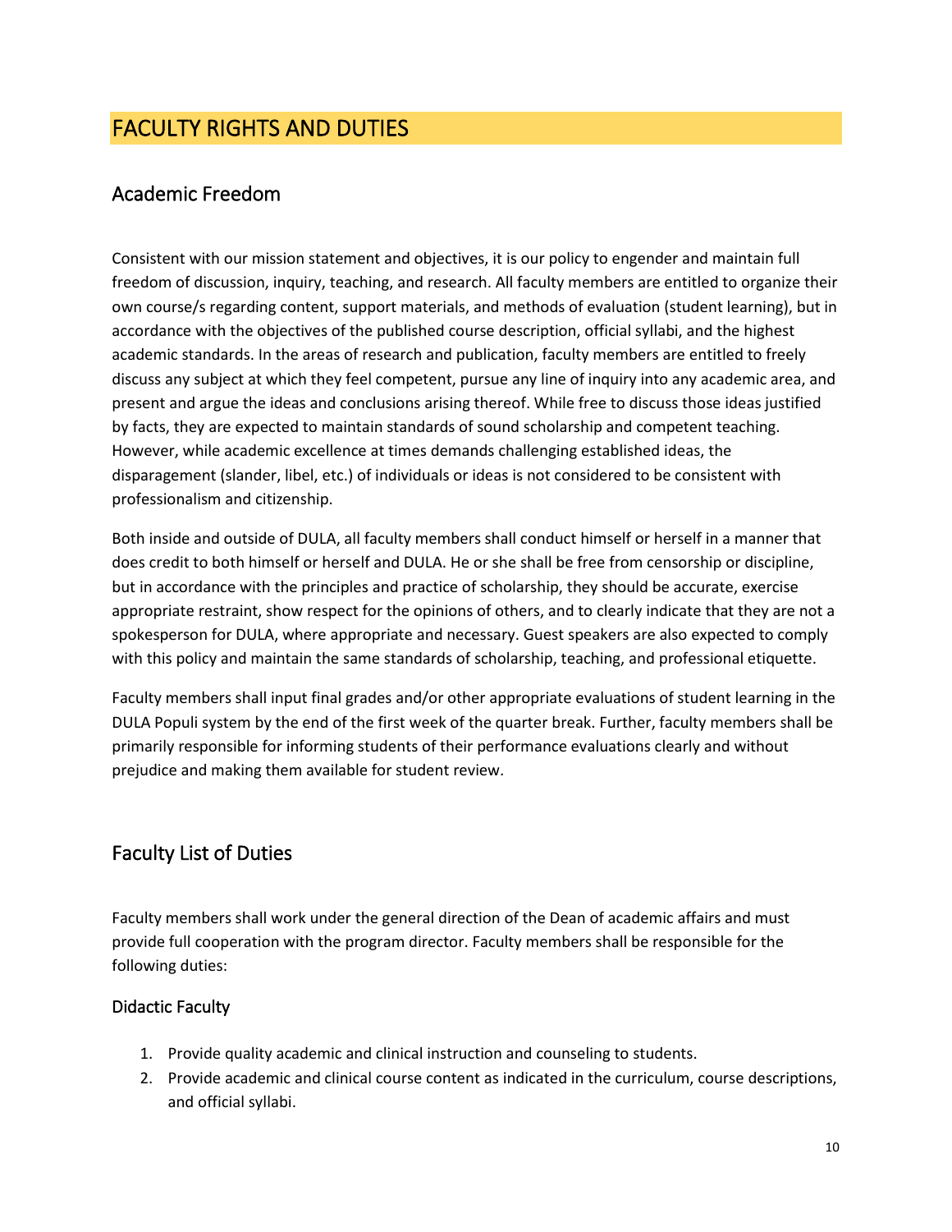# FACULTY RIGHTS AND DUTIES

## Academic Freedom

Consistent with our mission statement and objectives, it is our policy to engender and maintain full freedom of discussion, inquiry, teaching, and research. All faculty members are entitled to organize their own course/s regarding content, support materials, and methods of evaluation (student learning), but in accordance with the objectives of the published course description, official syllabi, and the highest academic standards. In the areas of research and publication, faculty members are entitled to freely discuss any subject at which they feel competent, pursue any line of inquiry into any academic area, and present and argue the ideas and conclusions arising thereof. While free to discuss those ideas justified by facts, they are expected to maintain standards of sound scholarship and competent teaching. However, while academic excellence at times demands challenging established ideas, the disparagement (slander, libel, etc.) of individuals or ideas is not considered to be consistent with professionalism and citizenship.

Both inside and outside of DULA, all faculty members shall conduct himself or herself in a manner that does credit to both himself or herself and DULA. He or she shall be free from censorship or discipline, but in accordance with the principles and practice of scholarship, they should be accurate, exercise appropriate restraint, show respect for the opinions of others, and to clearly indicate that they are not a spokesperson for DULA, where appropriate and necessary. Guest speakers are also expected to comply with this policy and maintain the same standards of scholarship, teaching, and professional etiquette.

Faculty members shall input final grades and/or other appropriate evaluations of student learning in the DULA Populi system by the end of the first week of the quarter break. Further, faculty members shall be primarily responsible for informing students of their performance evaluations clearly and without prejudice and making them available for student review.

## Faculty List of Duties

Faculty members shall work under the general direction of the Dean of academic affairs and must provide full cooperation with the program director. Faculty members shall be responsible for the following duties:

### Didactic Faculty

1. Provide quality academic and clinical instruction and counseling to students.
2. Provide academic and clinical course content as indicated in the curriculum, course descriptions, and official syllabi.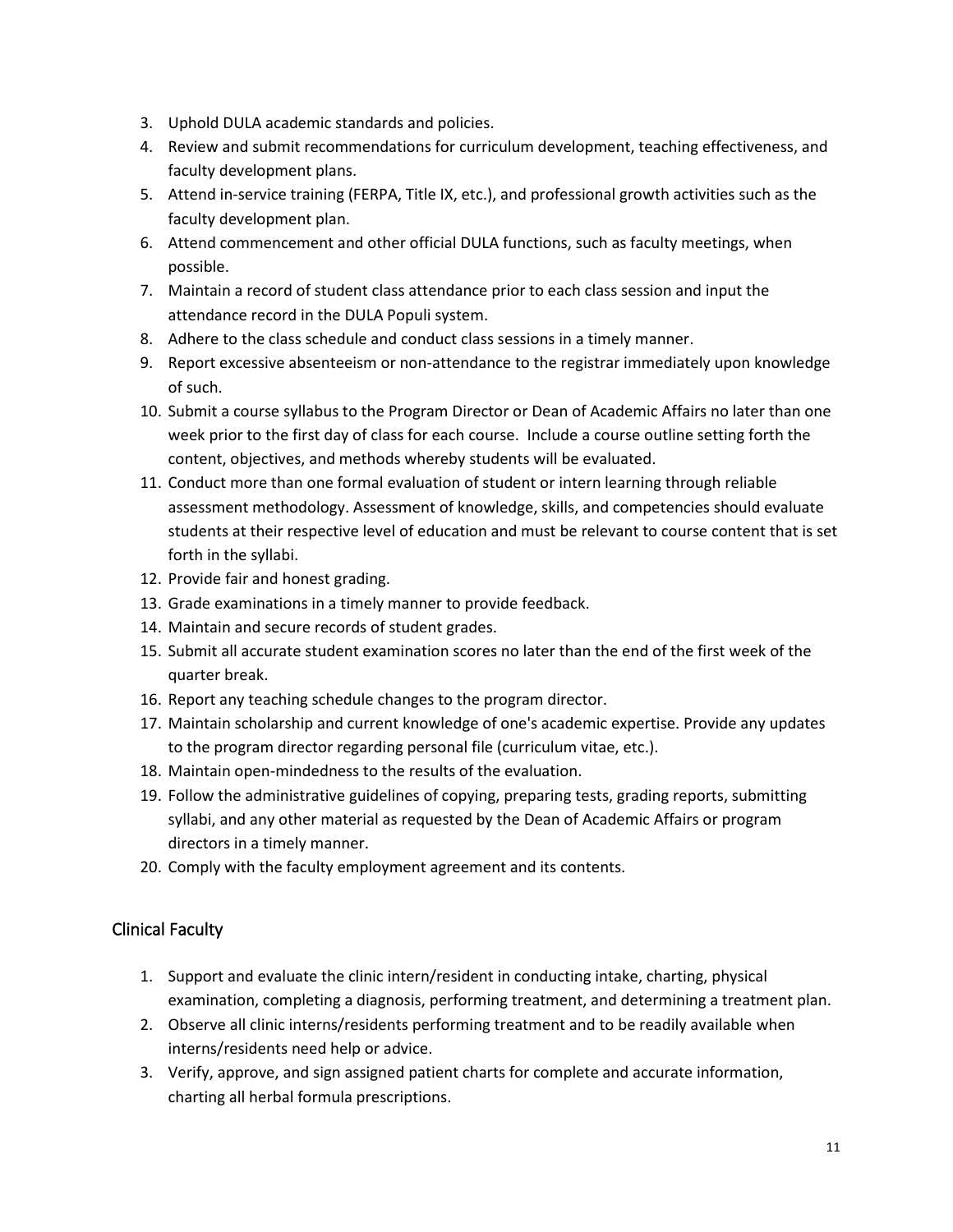3. Uphold DULA academic standards and policies.
4. Review and submit recommendations for curriculum development, teaching effectiveness, and faculty development plans.
5. Attend in-service training (FERPA, Title IX, etc.), and professional growth activities such as the faculty development plan.
6. Attend commencement and other official DULA functions, such as faculty meetings, when possible.
7. Maintain a record of student class attendance prior to each class session and input the attendance record in the DULA Populi system.
8. Adhere to the class schedule and conduct class sessions in a timely manner.
9. Report excessive absenteeism or non-attendance to the registrar immediately upon knowledge of such.
10. Submit a course syllabus to the Program Director or Dean of Academic Affairs no later than one week prior to the first day of class for each course. Include a course outline setting forth the content, objectives, and methods whereby students will be evaluated.
11. Conduct more than one formal evaluation of student or intern learning through reliable assessment methodology. Assessment of knowledge, skills, and competencies should evaluate students at their respective level of education and must be relevant to course content that is set forth in the syllabi.
12. Provide fair and honest grading.
13. Grade examinations in a timely manner to provide feedback.
14. Maintain and secure records of student grades.
15. Submit all accurate student examination scores no later than the end of the first week of the quarter break.
16. Report any teaching schedule changes to the program director.
17. Maintain scholarship and current knowledge of one's academic expertise. Provide any updates to the program director regarding personal file (curriculum vitae, etc.).
18. Maintain open-mindedness to the results of the evaluation.
19. Follow the administrative guidelines of copying, preparing tests, grading reports, submitting syllabi, and any other material as requested by the Dean of Academic Affairs or program directors in a timely manner.
20. Comply with the faculty employment agreement and its contents.

## Clinical Faculty

1. Support and evaluate the clinic intern/resident in conducting intake, charting, physical examination, completing a diagnosis, performing treatment, and determining a treatment plan.
2. Observe all clinic interns/residents performing treatment and to be readily available when interns/residents need help or advice.
3. Verify, approve, and sign assigned patient charts for complete and accurate information, charting all herbal formula prescriptions.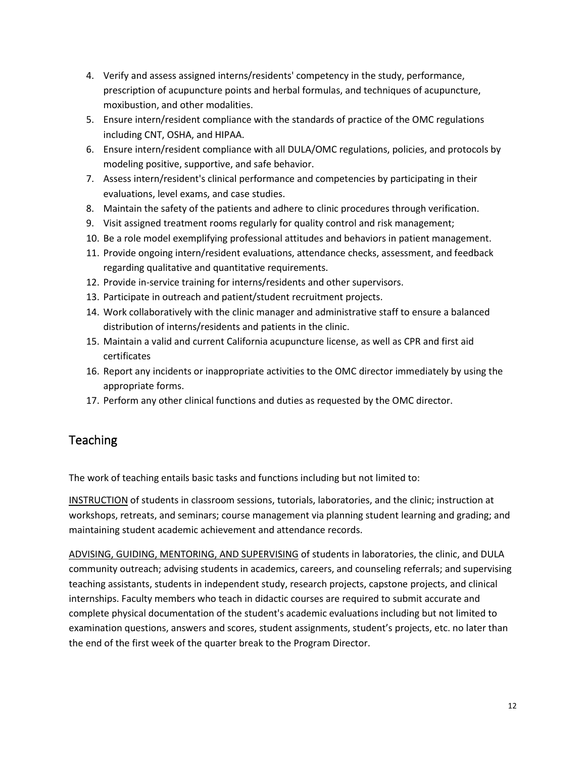4. Verify and assess assigned interns/residents' competency in the study, performance, prescription of acupuncture points and herbal formulas, and techniques of acupuncture, moxibustion, and other modalities.
5. Ensure intern/resident compliance with the standards of practice of the OMC regulations including CNT, OSHA, and HIPAA.
6. Ensure intern/resident compliance with all DULA/OMC regulations, policies, and protocols by modeling positive, supportive, and safe behavior.
7. Assess intern/resident's clinical performance and competencies by participating in their evaluations, level exams, and case studies.
8. Maintain the safety of the patients and adhere to clinic procedures through verification.
9. Visit assigned treatment rooms regularly for quality control and risk management;
10. Be a role model exemplifying professional attitudes and behaviors in patient management.
11. Provide ongoing intern/resident evaluations, attendance checks, assessment, and feedback regarding qualitative and quantitative requirements.
12. Provide in-service training for interns/residents and other supervisors.
13. Participate in outreach and patient/student recruitment projects.
14. Work collaboratively with the clinic manager and administrative staff to ensure a balanced distribution of interns/residents and patients in the clinic.
15. Maintain a valid and current California acupuncture license, as well as CPR and first aid certificates
16. Report any incidents or inappropriate activities to the OMC director immediately by using the appropriate forms.
17. Perform any other clinical functions and duties as requested by the OMC director.

## Teaching

The work of teaching entails basic tasks and functions including but not limited to:

<u>INSTRUCTION</u> of students in classroom sessions, tutorials, laboratories, and the clinic; instruction at workshops, retreats, and seminars; course management via planning student learning and grading; and maintaining student academic achievement and attendance records.

<u>ADVISING, GUIDING, MENTORING, AND SUPERVISING</u> of students in laboratories, the clinic, and DULA community outreach; advising students in academics, careers, and counseling referrals; and supervising teaching assistants, students in independent study, research projects, capstone projects, and clinical internships. Faculty members who teach in didactic courses are required to submit accurate and complete physical documentation of the student's academic evaluations including but not limited to examination questions, answers and scores, student assignments, student's projects, etc. no later than the end of the first week of the quarter break to the Program Director.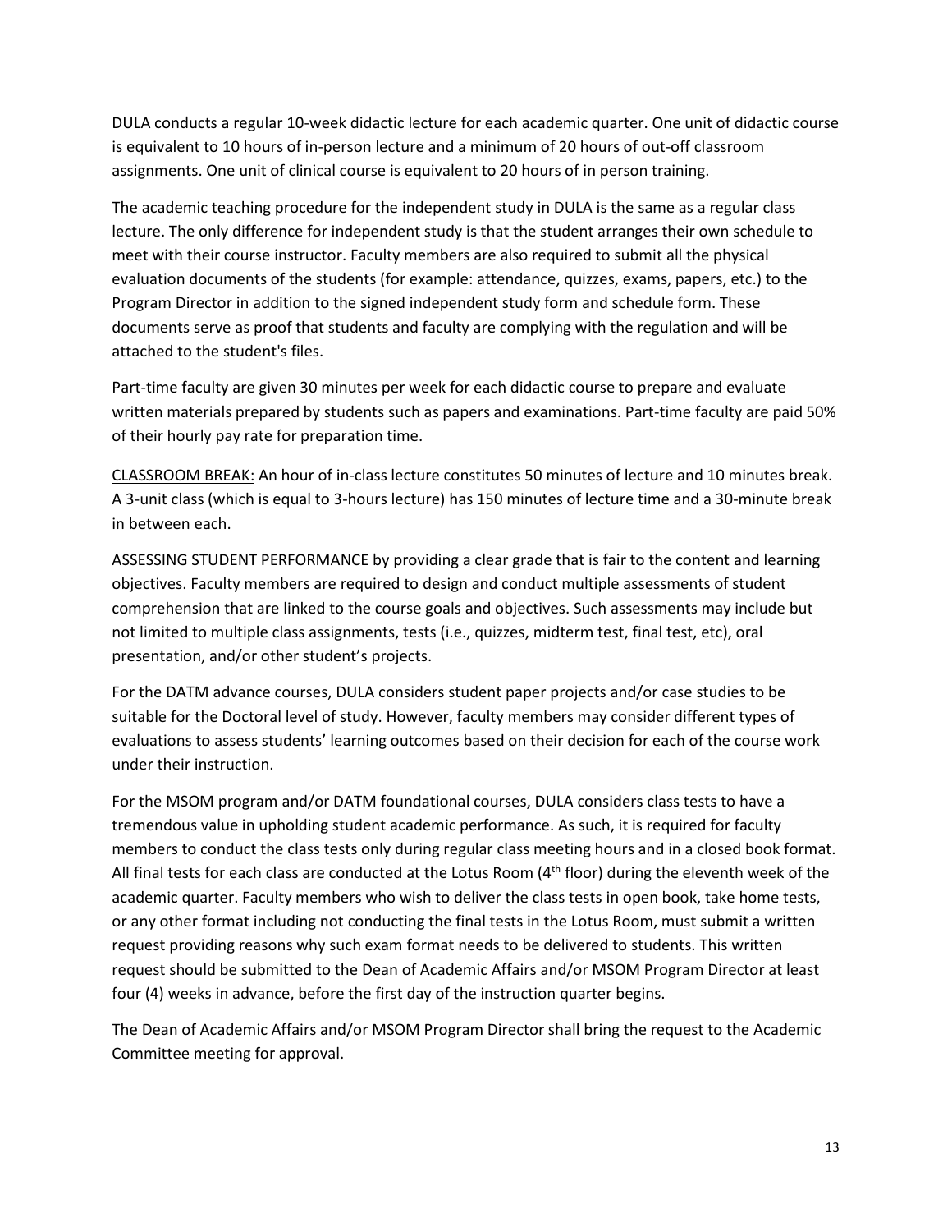DULA conducts a regular 10-week didactic lecture for each academic quarter. One unit of didactic course is equivalent to 10 hours of in-person lecture and a minimum of 20 hours of out-off classroom assignments. One unit of clinical course is equivalent to 20 hours of in person training.

The academic teaching procedure for the independent study in DULA is the same as a regular class lecture. The only difference for independent study is that the student arranges their own schedule to meet with their course instructor. Faculty members are also required to submit all the physical evaluation documents of the students (for example: attendance, quizzes, exams, papers, etc.) to the Program Director in addition to the signed independent study form and schedule form. These documents serve as proof that students and faculty are complying with the regulation and will be attached to the student's files.

Part-time faculty are given 30 minutes per week for each didactic course to prepare and evaluate written materials prepared by students such as papers and examinations. Part-time faculty are paid 50% of their hourly pay rate for preparation time.

<u>CLASSROOM BREAK:</u> An hour of in-class lecture constitutes 50 minutes of lecture and 10 minutes break. A 3-unit class (which is equal to 3-hours lecture) has 150 minutes of lecture time and a 30-minute break in between each.

<u>ASSESSING STUDENT PERFORMANCE</u> by providing a clear grade that is fair to the content and learning objectives. Faculty members are required to design and conduct multiple assessments of student comprehension that are linked to the course goals and objectives. Such assessments may include but not limited to multiple class assignments, tests (i.e., quizzes, midterm test, final test, etc), oral presentation, and/or other student's projects.

For the DATM advance courses, DULA considers student paper projects and/or case studies to be suitable for the Doctoral level of study. However, faculty members may consider different types of evaluations to assess students' learning outcomes based on their decision for each of the course work under their instruction.

For the MSOM program and/or DATM foundational courses, DULA considers class tests to have a tremendous value in upholding student academic performance. As such, it is required for faculty members to conduct the class tests only during regular class meeting hours and in a closed book format. All final tests for each class are conducted at the Lotus Room (4th floor) during the eleventh week of the academic quarter. Faculty members who wish to deliver the class tests in open book, take home tests, or any other format including not conducting the final tests in the Lotus Room, must submit a written request providing reasons why such exam format needs to be delivered to students. This written request should be submitted to the Dean of Academic Affairs and/or MSOM Program Director at least four (4) weeks in advance, before the first day of the instruction quarter begins.

The Dean of Academic Affairs and/or MSOM Program Director shall bring the request to the Academic Committee meeting for approval.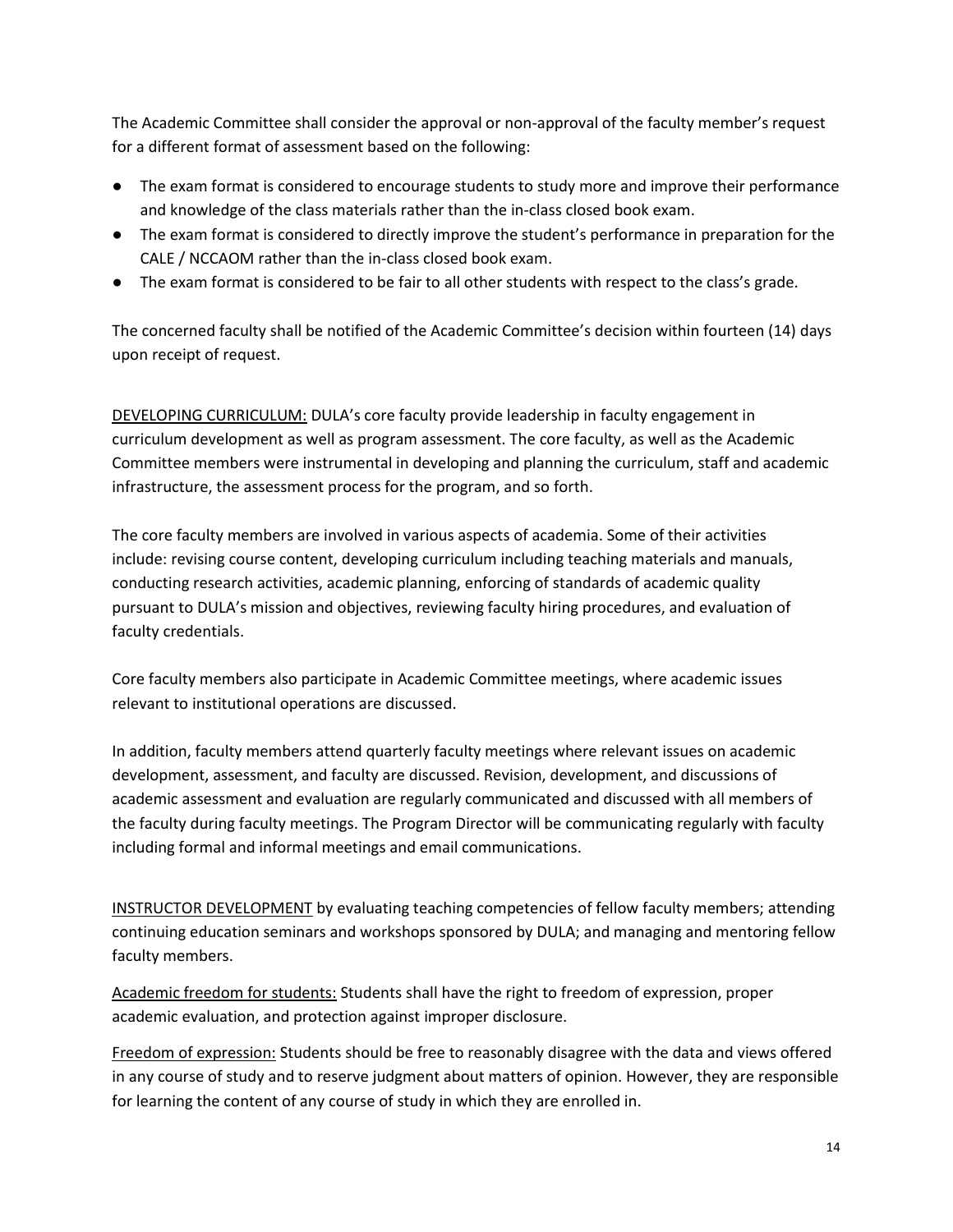The Academic Committee shall consider the approval or non-approval of the faculty member's request for a different format of assessment based on the following:

- The exam format is considered to encourage students to study more and improve their performance and knowledge of the class materials rather than the in-class closed book exam.
- The exam format is considered to directly improve the student's performance in preparation for the CALE / NCCAOM rather than the in-class closed book exam.
- The exam format is considered to be fair to all other students with respect to the class's grade.

The concerned faculty shall be notified of the Academic Committee's decision within fourteen (14) days upon receipt of request.

<u>DEVELOPING CURRICULUM:</u> DULA's core faculty provide leadership in faculty engagement in curriculum development as well as program assessment. The core faculty, as well as the Academic Committee members were instrumental in developing and planning the curriculum, staff and academic infrastructure, the assessment process for the program, and so forth.

The core faculty members are involved in various aspects of academia. Some of their activities include: revising course content, developing curriculum including teaching materials and manuals, conducting research activities, academic planning, enforcing of standards of academic quality pursuant to DULA's mission and objectives, reviewing faculty hiring procedures, and evaluation of faculty credentials.

Core faculty members also participate in Academic Committee meetings, where academic issues relevant to institutional operations are discussed.

In addition, faculty members attend quarterly faculty meetings where relevant issues on academic development, assessment, and faculty are discussed. Revision, development, and discussions of academic assessment and evaluation are regularly communicated and discussed with all members of the faculty during faculty meetings. The Program Director will be communicating regularly with faculty including formal and informal meetings and email communications.

<u>INSTRUCTOR DEVELOPMENT</u> by evaluating teaching competencies of fellow faculty members; attending continuing education seminars and workshops sponsored by DULA; and managing and mentoring fellow faculty members.

<u>Academic freedom for students:</u> Students shall have the right to freedom of expression, proper academic evaluation, and protection against improper disclosure.

<u>Freedom of expression:</u> Students should be free to reasonably disagree with the data and views offered in any course of study and to reserve judgment about matters of opinion. However, they are responsible for learning the content of any course of study in which they are enrolled in.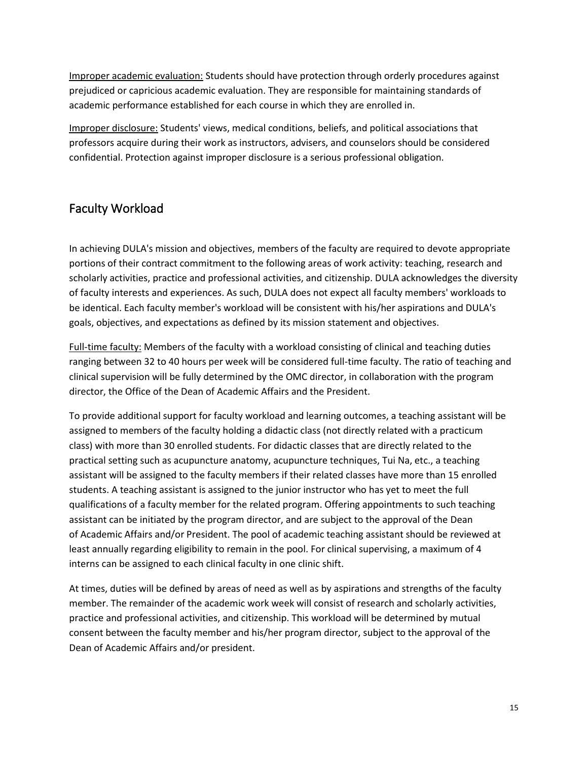Improper academic evaluation: Students should have protection through orderly procedures against prejudiced or capricious academic evaluation. They are responsible for maintaining standards of academic performance established for each course in which they are enrolled in.

Improper disclosure: Students' views, medical conditions, beliefs, and political associations that professors acquire during their work as instructors, advisers, and counselors should be considered confidential. Protection against improper disclosure is a serious professional obligation.

## Faculty Workload

In achieving DULA's mission and objectives, members of the faculty are required to devote appropriate portions of their contract commitment to the following areas of work activity: teaching, research and scholarly activities, practice and professional activities, and citizenship. DULA acknowledges the diversity of faculty interests and experiences. As such, DULA does not expect all faculty members' workloads to be identical. Each faculty member's workload will be consistent with his/her aspirations and DULA's goals, objectives, and expectations as defined by its mission statement and objectives.

Full-time faculty: Members of the faculty with a workload consisting of clinical and teaching duties ranging between 32 to 40 hours per week will be considered full-time faculty. The ratio of teaching and clinical supervision will be fully determined by the OMC director, in collaboration with the program director, the Office of the Dean of Academic Affairs and the President.

To provide additional support for faculty workload and learning outcomes, a teaching assistant will be assigned to members of the faculty holding a didactic class (not directly related with a practicum class) with more than 30 enrolled students. For didactic classes that are directly related to the practical setting such as acupuncture anatomy, acupuncture techniques, Tui Na, etc., a teaching assistant will be assigned to the faculty members if their related classes have more than 15 enrolled students. A teaching assistant is assigned to the junior instructor who has yet to meet the full qualifications of a faculty member for the related program. Offering appointments to such teaching assistant can be initiated by the program director, and are subject to the approval of the Dean of Academic Affairs and/or President. The pool of academic teaching assistant should be reviewed at least annually regarding eligibility to remain in the pool. For clinical supervising, a maximum of 4 interns can be assigned to each clinical faculty in one clinic shift.

At times, duties will be defined by areas of need as well as by aspirations and strengths of the faculty member. The remainder of the academic work week will consist of research and scholarly activities, practice and professional activities, and citizenship. This workload will be determined by mutual consent between the faculty member and his/her program director, subject to the approval of the Dean of Academic Affairs and/or president.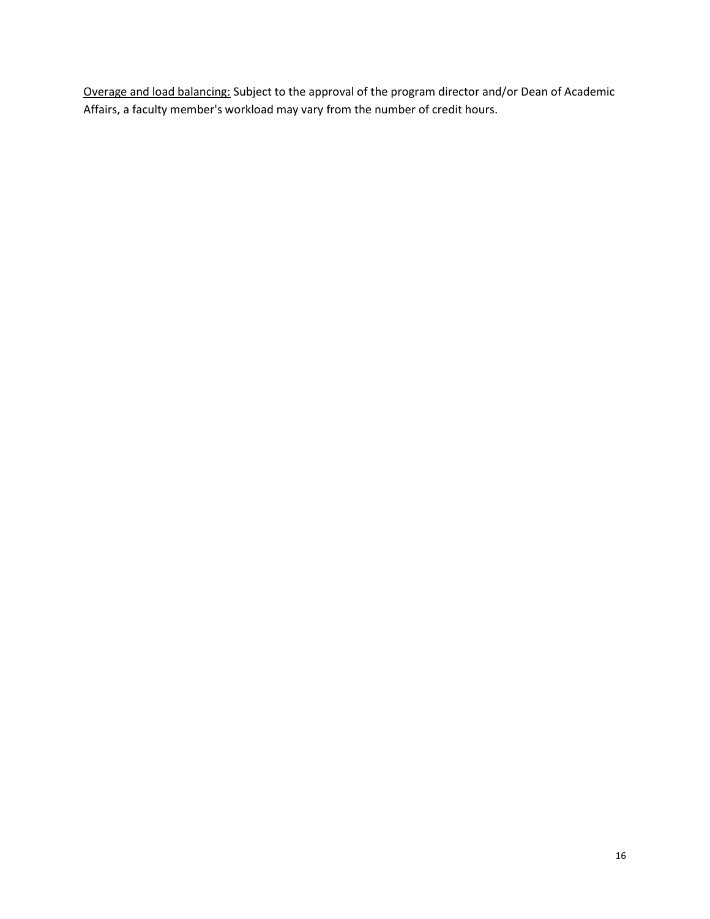<u>Overage and load balancing:</u> Subject to the approval of the program director and/or Dean of Academic Affairs, a faculty member's workload may vary from the number of credit hours.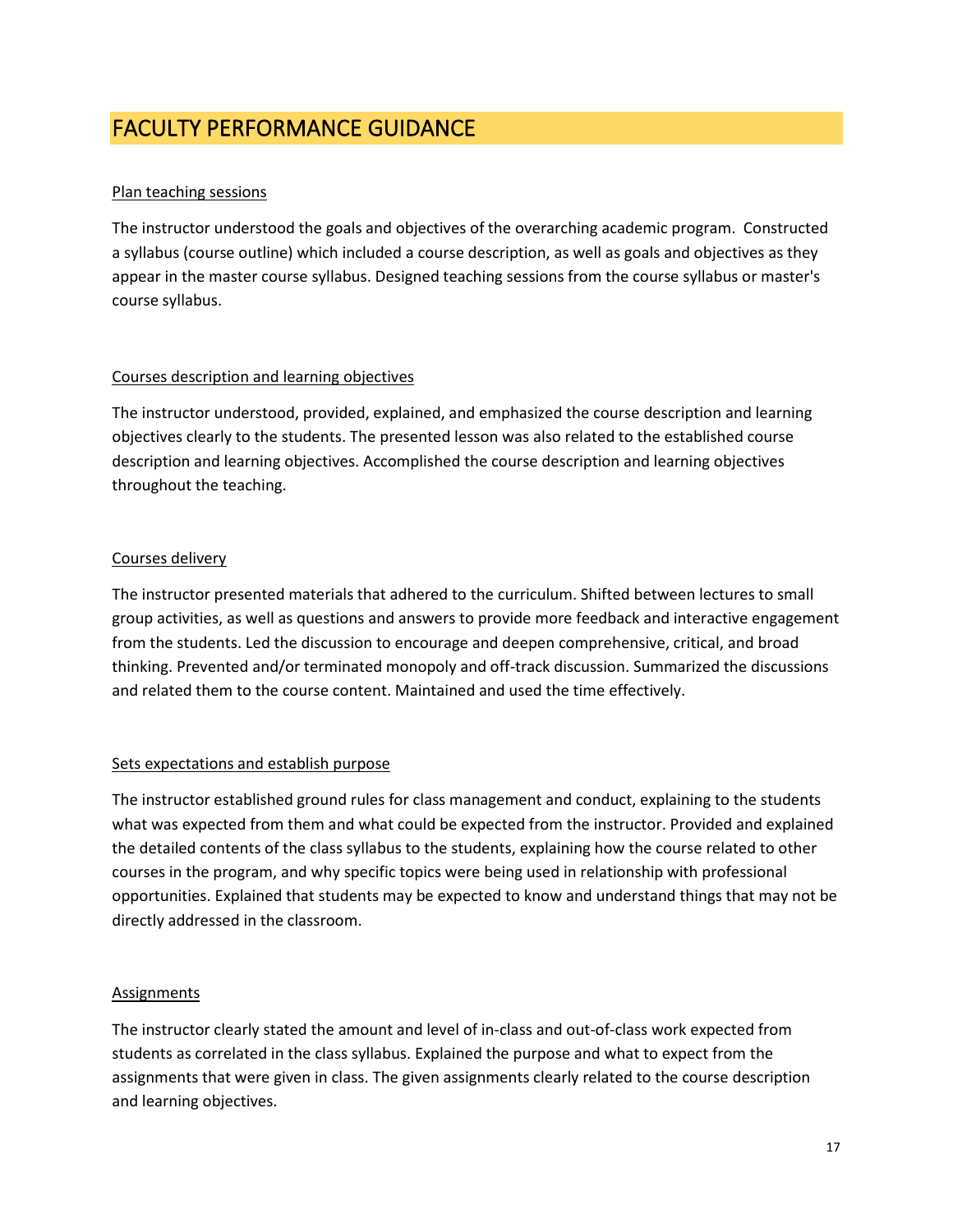# FACULTY PERFORMANCE GUIDANCE

<u>Plan teaching sessions</u>

The instructor understood the goals and objectives of the overarching academic program. Constructed a syllabus (course outline) which included a course description, as well as goals and objectives as they appear in the master course syllabus. Designed teaching sessions from the course syllabus or master's course syllabus.

<u>Courses description and learning objectives</u>

The instructor understood, provided, explained, and emphasized the course description and learning objectives clearly to the students. The presented lesson was also related to the established course description and learning objectives. Accomplished the course description and learning objectives throughout the teaching.

<u>Courses delivery</u>

The instructor presented materials that adhered to the curriculum. Shifted between lectures to small group activities, as well as questions and answers to provide more feedback and interactive engagement from the students. Led the discussion to encourage and deepen comprehensive, critical, and broad thinking. Prevented and/or terminated monopoly and off-track discussion. Summarized the discussions and related them to the course content. Maintained and used the time effectively.

<u>Sets expectations and establish purpose</u>

The instructor established ground rules for class management and conduct, explaining to the students what was expected from them and what could be expected from the instructor. Provided and explained the detailed contents of the class syllabus to the students, explaining how the course related to other courses in the program, and why specific topics were being used in relationship with professional opportunities. Explained that students may be expected to know and understand things that may not be directly addressed in the classroom.

<u>Assignments</u>

The instructor clearly stated the amount and level of in-class and out-of-class work expected from students as correlated in the class syllabus. Explained the purpose and what to expect from the assignments that were given in class. The given assignments clearly related to the course description and learning objectives.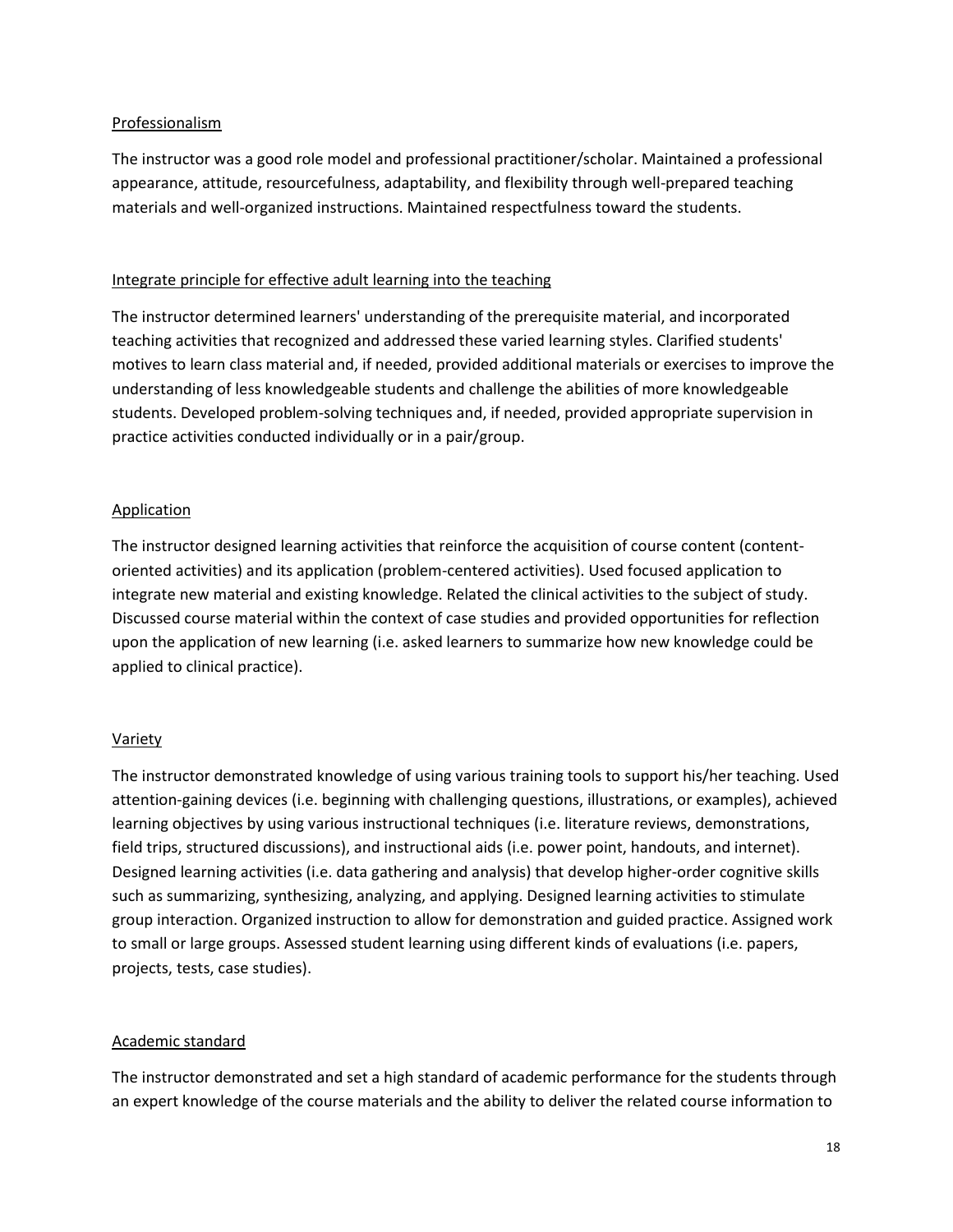Professionalism

The instructor was a good role model and professional practitioner/scholar. Maintained a professional appearance, attitude, resourcefulness, adaptability, and flexibility through well-prepared teaching materials and well-organized instructions. Maintained respectfulness toward the students.

Integrate principle for effective adult learning into the teaching

The instructor determined learners' understanding of the prerequisite material, and incorporated teaching activities that recognized and addressed these varied learning styles. Clarified students' motives to learn class material and, if needed, provided additional materials or exercises to improve the understanding of less knowledgeable students and challenge the abilities of more knowledgeable students. Developed problem-solving techniques and, if needed, provided appropriate supervision in practice activities conducted individually or in a pair/group.

Application

The instructor designed learning activities that reinforce the acquisition of course content (content-oriented activities) and its application (problem-centered activities). Used focused application to integrate new material and existing knowledge. Related the clinical activities to the subject of study. Discussed course material within the context of case studies and provided opportunities for reflection upon the application of new learning (i.e. asked learners to summarize how new knowledge could be applied to clinical practice).

Variety

The instructor demonstrated knowledge of using various training tools to support his/her teaching. Used attention-gaining devices (i.e. beginning with challenging questions, illustrations, or examples), achieved learning objectives by using various instructional techniques (i.e. literature reviews, demonstrations, field trips, structured discussions), and instructional aids (i.e. power point, handouts, and internet). Designed learning activities (i.e. data gathering and analysis) that develop higher-order cognitive skills such as summarizing, synthesizing, analyzing, and applying. Designed learning activities to stimulate group interaction. Organized instruction to allow for demonstration and guided practice. Assigned work to small or large groups. Assessed student learning using different kinds of evaluations (i.e. papers, projects, tests, case studies).

Academic standard

The instructor demonstrated and set a high standard of academic performance for the students through an expert knowledge of the course materials and the ability to deliver the related course information to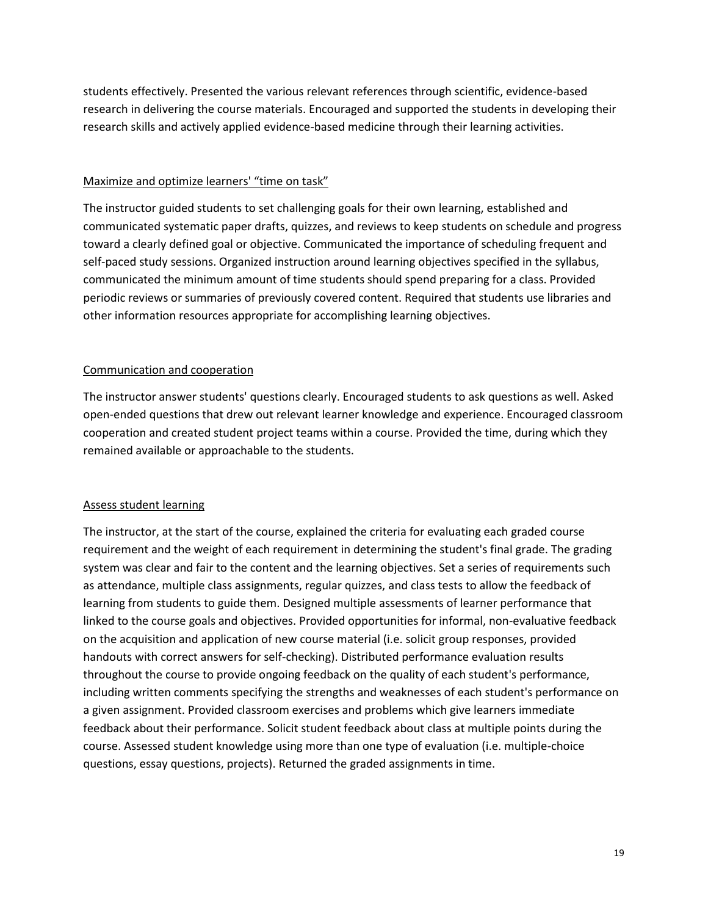students effectively. Presented the various relevant references through scientific, evidence-based research in delivering the course materials. Encouraged and supported the students in developing their research skills and actively applied evidence-based medicine through their learning activities.

<u>Maximize and optimize learners' "time on task"</u>

The instructor guided students to set challenging goals for their own learning, established and communicated systematic paper drafts, quizzes, and reviews to keep students on schedule and progress toward a clearly defined goal or objective. Communicated the importance of scheduling frequent and self-paced study sessions. Organized instruction around learning objectives specified in the syllabus, communicated the minimum amount of time students should spend preparing for a class. Provided periodic reviews or summaries of previously covered content. Required that students use libraries and other information resources appropriate for accomplishing learning objectives.

<u>Communication and cooperation</u>

The instructor answer students' questions clearly. Encouraged students to ask questions as well. Asked open-ended questions that drew out relevant learner knowledge and experience. Encouraged classroom cooperation and created student project teams within a course. Provided the time, during which they remained available or approachable to the students.

<u>Assess student learning</u>

The instructor, at the start of the course, explained the criteria for evaluating each graded course requirement and the weight of each requirement in determining the student's final grade. The grading system was clear and fair to the content and the learning objectives. Set a series of requirements such as attendance, multiple class assignments, regular quizzes, and class tests to allow the feedback of learning from students to guide them. Designed multiple assessments of learner performance that linked to the course goals and objectives. Provided opportunities for informal, non-evaluative feedback on the acquisition and application of new course material (i.e. solicit group responses, provided handouts with correct answers for self-checking). Distributed performance evaluation results throughout the course to provide ongoing feedback on the quality of each student's performance, including written comments specifying the strengths and weaknesses of each student's performance on a given assignment. Provided classroom exercises and problems which give learners immediate feedback about their performance. Solicit student feedback about class at multiple points during the course. Assessed student knowledge using more than one type of evaluation (i.e. multiple-choice questions, essay questions, projects). Returned the graded assignments in time.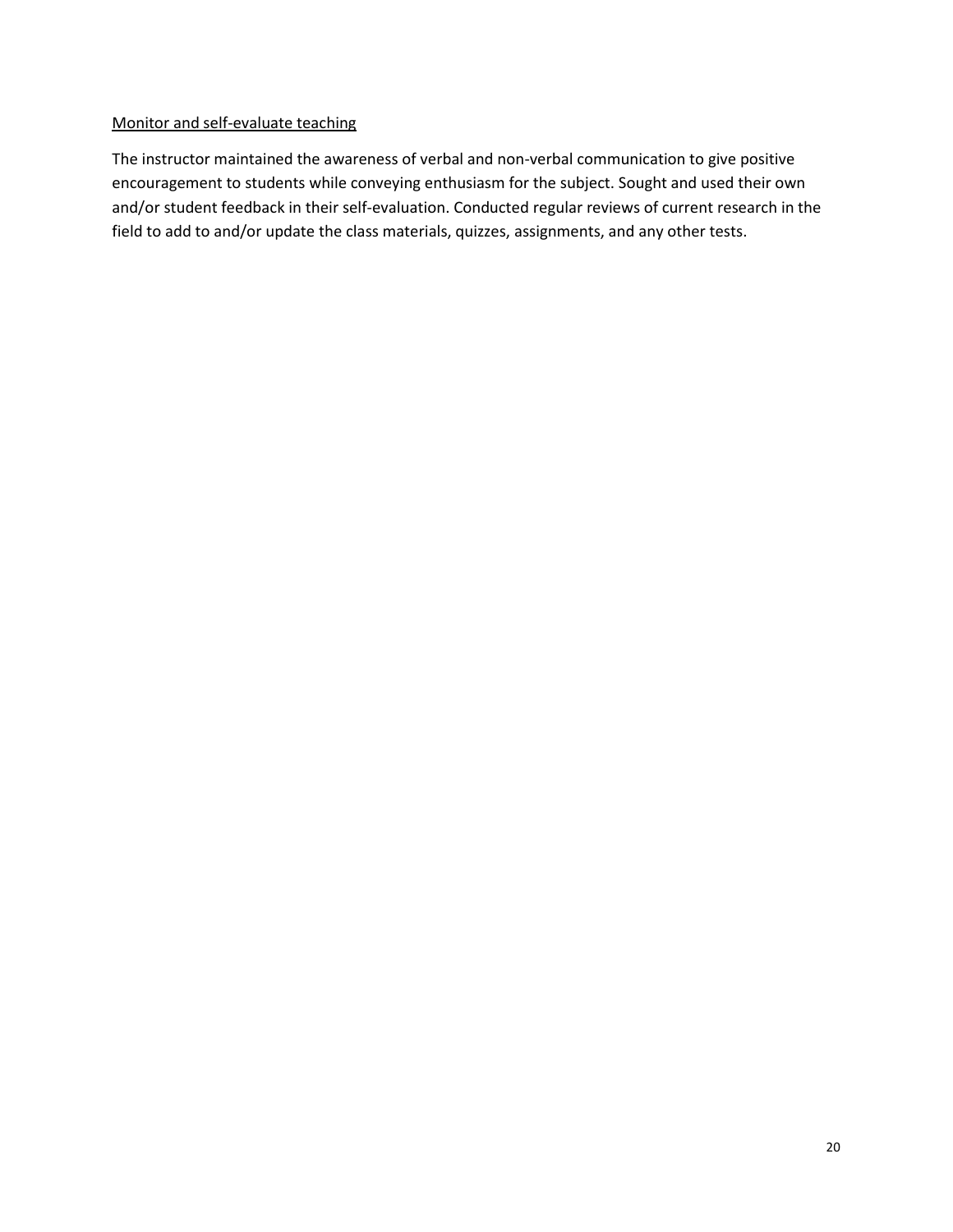Monitor and self-evaluate teaching

The instructor maintained the awareness of verbal and non-verbal communication to give positive encouragement to students while conveying enthusiasm for the subject. Sought and used their own and/or student feedback in their self-evaluation. Conducted regular reviews of current research in the field to add to and/or update the class materials, quizzes, assignments, and any other tests.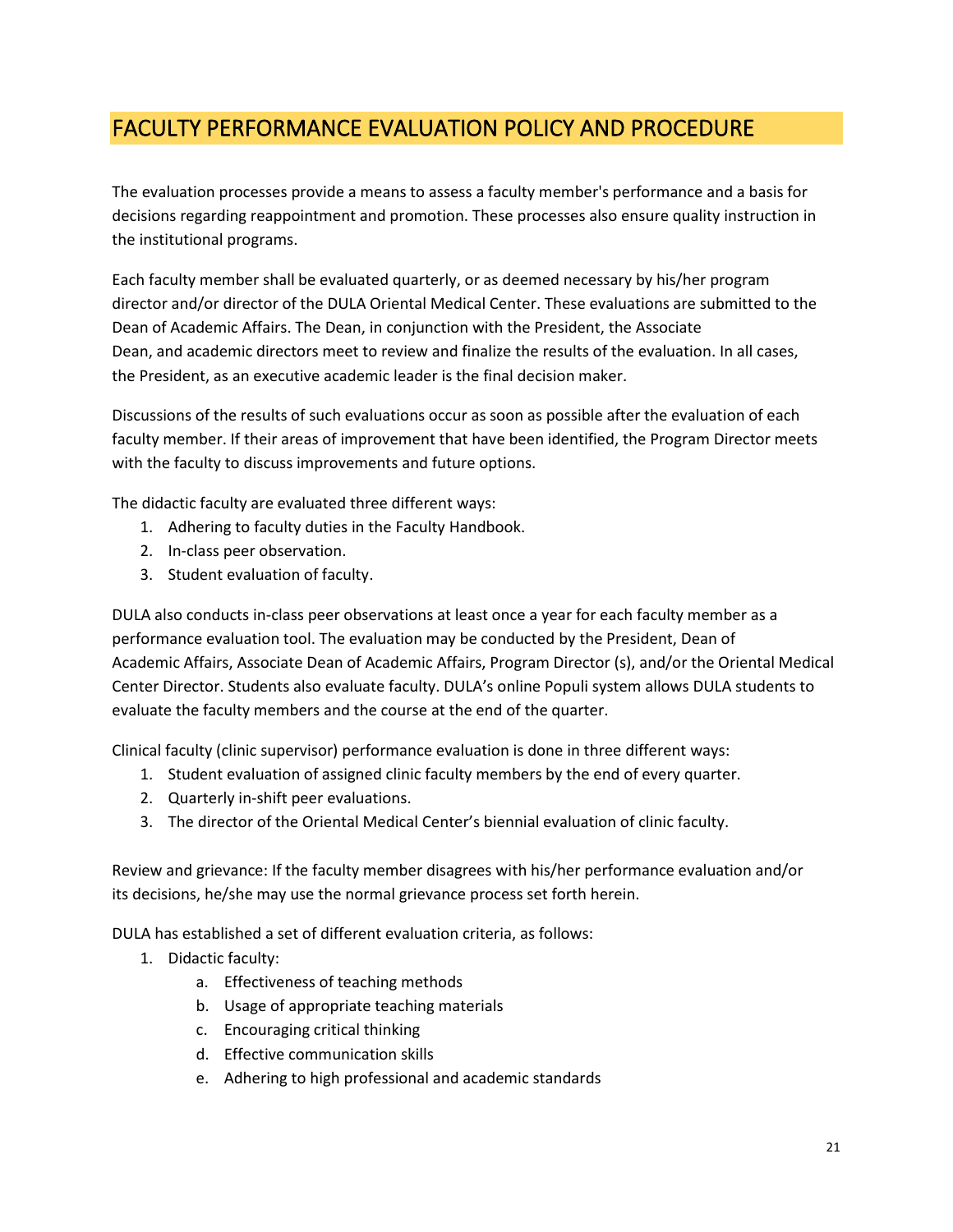## FACULTY PERFORMANCE EVALUATION POLICY AND PROCEDURE

The evaluation processes provide a means to assess a faculty member's performance and a basis for decisions regarding reappointment and promotion. These processes also ensure quality instruction in the institutional programs.

Each faculty member shall be evaluated quarterly, or as deemed necessary by his/her program director and/or director of the DULA Oriental Medical Center. These evaluations are submitted to the Dean of Academic Affairs. The Dean, in conjunction with the President, the Associate Dean, and academic directors meet to review and finalize the results of the evaluation. In all cases, the President, as an executive academic leader is the final decision maker.

Discussions of the results of such evaluations occur as soon as possible after the evaluation of each faculty member. If their areas of improvement that have been identified, the Program Director meets with the faculty to discuss improvements and future options.

The didactic faculty are evaluated three different ways:

1. Adhering to faculty duties in the Faculty Handbook.
2. In-class peer observation.
3. Student evaluation of faculty.

DULA also conducts in-class peer observations at least once a year for each faculty member as a performance evaluation tool. The evaluation may be conducted by the President, Dean of Academic Affairs, Associate Dean of Academic Affairs, Program Director (s), and/or the Oriental Medical Center Director. Students also evaluate faculty. DULA's online Populi system allows DULA students to evaluate the faculty members and the course at the end of the quarter.

Clinical faculty (clinic supervisor) performance evaluation is done in three different ways:

1. Student evaluation of assigned clinic faculty members by the end of every quarter.
2. Quarterly in-shift peer evaluations.
3. The director of the Oriental Medical Center's biennial evaluation of clinic faculty.

Review and grievance: If the faculty member disagrees with his/her performance evaluation and/or its decisions, he/she may use the normal grievance process set forth herein.

DULA has established a set of different evaluation criteria, as follows:

1. Didactic faculty:
    a. Effectiveness of teaching methods
    b. Usage of appropriate teaching materials
    c. Encouraging critical thinking
    d. Effective communication skills
    e. Adhering to high professional and academic standards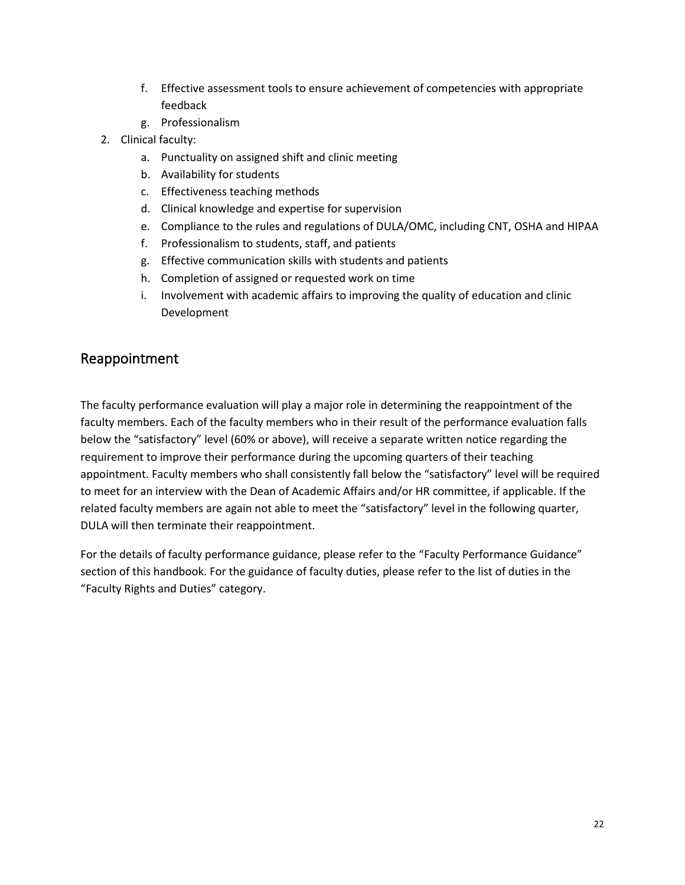f. Effective assessment tools to ensure achievement of competencies with appropriate feedback
   g. Professionalism
2. Clinical faculty:
   a. Punctuality on assigned shift and clinic meeting
   b. Availability for students
   c. Effectiveness teaching methods
   d. Clinical knowledge and expertise for supervision
   e. Compliance to the rules and regulations of DULA/OMC, including CNT, OSHA and HIPAA
   f. Professionalism to students, staff, and patients
   g. Effective communication skills with students and patients
   h. Completion of assigned or requested work on time
   i. Involvement with academic affairs to improving the quality of education and clinic Development

## Reappointment

The faculty performance evaluation will play a major role in determining the reappointment of the faculty members. Each of the faculty members who in their result of the performance evaluation falls below the "satisfactory" level (60% or above), will receive a separate written notice regarding the requirement to improve their performance during the upcoming quarters of their teaching appointment. Faculty members who shall consistently fall below the "satisfactory" level will be required to meet for an interview with the Dean of Academic Affairs and/or HR committee, if applicable. If the related faculty members are again not able to meet the "satisfactory" level in the following quarter, DULA will then terminate their reappointment.

For the details of faculty performance guidance, please refer to the "Faculty Performance Guidance" section of this handbook. For the guidance of faculty duties, please refer to the list of duties in the "Faculty Rights and Duties" category.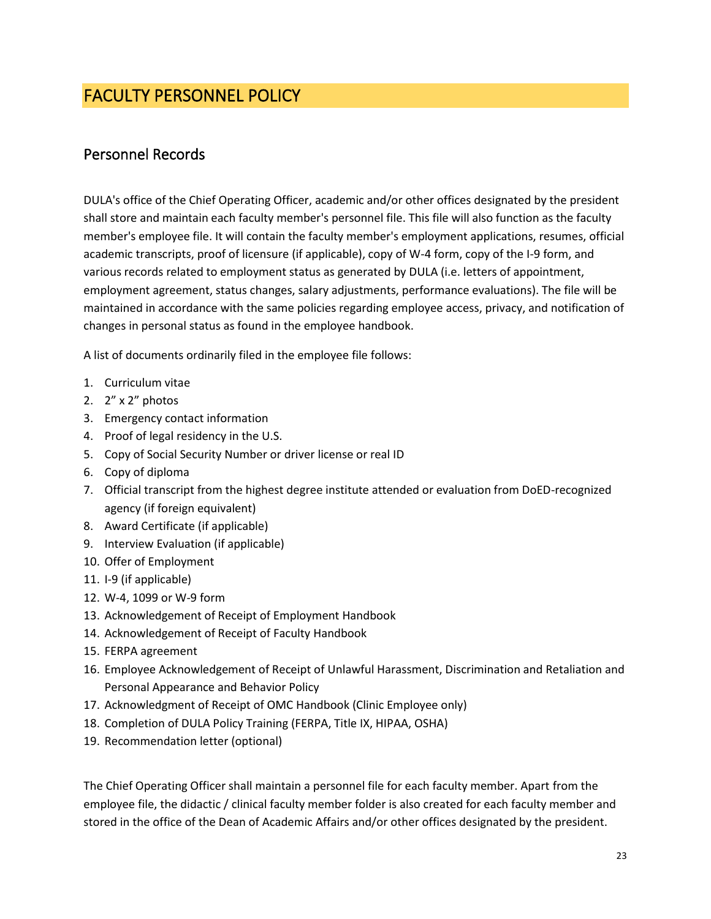# FACULTY PERSONNEL POLICY

## Personnel Records

DULA's office of the Chief Operating Officer, academic and/or other offices designated by the president shall store and maintain each faculty member's personnel file. This file will also function as the faculty member's employee file. It will contain the faculty member's employment applications, resumes, official academic transcripts, proof of licensure (if applicable), copy of W-4 form, copy of the I-9 form, and various records related to employment status as generated by DULA (i.e. letters of appointment, employment agreement, status changes, salary adjustments, performance evaluations). The file will be maintained in accordance with the same policies regarding employee access, privacy, and notification of changes in personal status as found in the employee handbook.

A list of documents ordinarily filed in the employee file follows:

1. Curriculum vitae
2. 2" x 2" photos
3. Emergency contact information
4. Proof of legal residency in the U.S.
5. Copy of Social Security Number or driver license or real ID
6. Copy of diploma
7. Official transcript from the highest degree institute attended or evaluation from DoED-recognized agency (if foreign equivalent)
8. Award Certificate (if applicable)
9. Interview Evaluation (if applicable)
10. Offer of Employment
11. I-9 (if applicable)
12. W-4, 1099 or W-9 form
13. Acknowledgement of Receipt of Employment Handbook
14. Acknowledgement of Receipt of Faculty Handbook
15. FERPA agreement
16. Employee Acknowledgement of Receipt of Unlawful Harassment, Discrimination and Retaliation and Personal Appearance and Behavior Policy
17. Acknowledgment of Receipt of OMC Handbook (Clinic Employee only)
18. Completion of DULA Policy Training (FERPA, Title IX, HIPAA, OSHA)
19. Recommendation letter (optional)

The Chief Operating Officer shall maintain a personnel file for each faculty member. Apart from the employee file, the didactic / clinical faculty member folder is also created for each faculty member and stored in the office of the Dean of Academic Affairs and/or other offices designated by the president.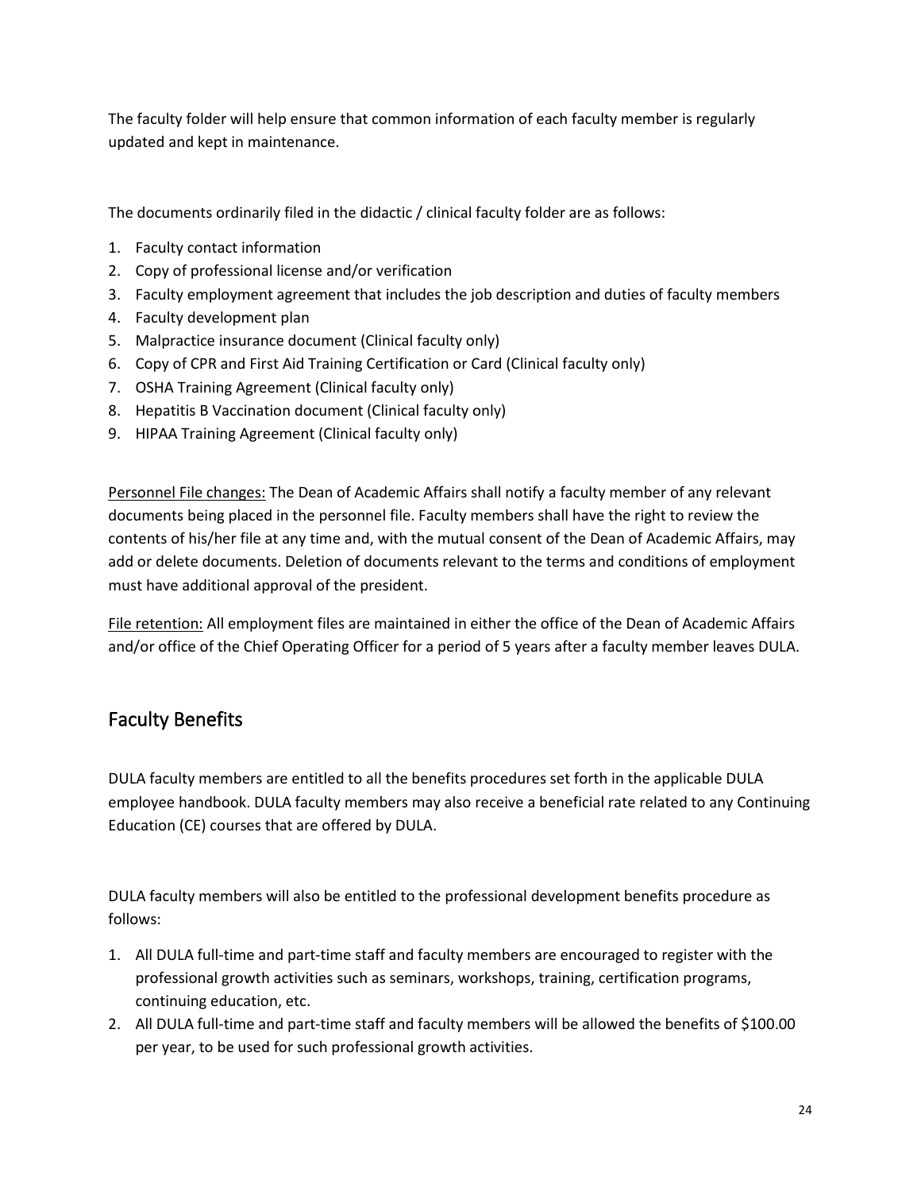The faculty folder will help ensure that common information of each faculty member is regularly updated and kept in maintenance.

The documents ordinarily filed in the didactic / clinical faculty folder are as follows:

1. Faculty contact information
2. Copy of professional license and/or verification
3. Faculty employment agreement that includes the job description and duties of faculty members
4. Faculty development plan
5. Malpractice insurance document (Clinical faculty only)
6. Copy of CPR and First Aid Training Certification or Card (Clinical faculty only)
7. OSHA Training Agreement (Clinical faculty only)
8. Hepatitis B Vaccination document (Clinical faculty only)
9. HIPAA Training Agreement (Clinical faculty only)

<u>Personnel File changes:</u> The Dean of Academic Affairs shall notify a faculty member of any relevant documents being placed in the personnel file. Faculty members shall have the right to review the contents of his/her file at any time and, with the mutual consent of the Dean of Academic Affairs, may add or delete documents. Deletion of documents relevant to the terms and conditions of employment must have additional approval of the president.

<u>File retention:</u> All employment files are maintained in either the office of the Dean of Academic Affairs and/or office of the Chief Operating Officer for a period of 5 years after a faculty member leaves DULA.

## Faculty Benefits

DULA faculty members are entitled to all the benefits procedures set forth in the applicable DULA employee handbook. DULA faculty members may also receive a beneficial rate related to any Continuing Education (CE) courses that are offered by DULA.

DULA faculty members will also be entitled to the professional development benefits procedure as follows:

1. All DULA full-time and part-time staff and faculty members are encouraged to register with the professional growth activities such as seminars, workshops, training, certification programs, continuing education, etc.
2. All DULA full-time and part-time staff and faculty members will be allowed the benefits of $100.00 per year, to be used for such professional growth activities.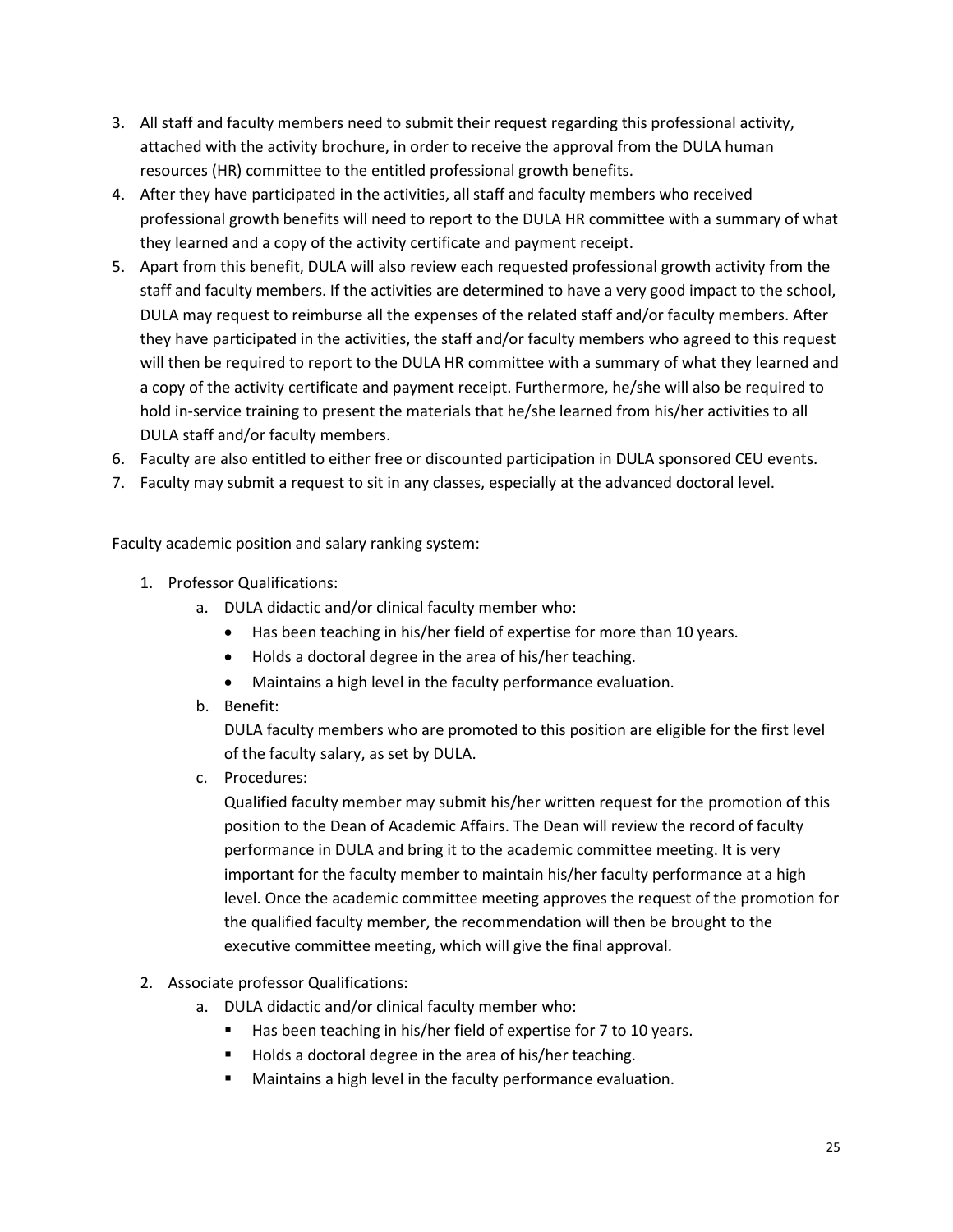3. All staff and faculty members need to submit their request regarding this professional activity, attached with the activity brochure, in order to receive the approval from the DULA human resources (HR) committee to the entitled professional growth benefits.
4. After they have participated in the activities, all staff and faculty members who received professional growth benefits will need to report to the DULA HR committee with a summary of what they learned and a copy of the activity certificate and payment receipt.
5. Apart from this benefit, DULA will also review each requested professional growth activity from the staff and faculty members. If the activities are determined to have a very good impact to the school, DULA may request to reimburse all the expenses of the related staff and/or faculty members. After they have participated in the activities, the staff and/or faculty members who agreed to this request will then be required to report to the DULA HR committee with a summary of what they learned and a copy of the activity certificate and payment receipt. Furthermore, he/she will also be required to hold in-service training to present the materials that he/she learned from his/her activities to all DULA staff and/or faculty members.
6. Faculty are also entitled to either free or discounted participation in DULA sponsored CEU events.
7. Faculty may submit a request to sit in any classes, especially at the advanced doctoral level.

Faculty academic position and salary ranking system:

1. Professor Qualifications:
   a. DULA didactic and/or clinical faculty member who:
      - Has been teaching in his/her field of expertise for more than 10 years.
      - Holds a doctoral degree in the area of his/her teaching.
      - Maintains a high level in the faculty performance evaluation.
   b. Benefit:
      DULA faculty members who are promoted to this position are eligible for the first level of the faculty salary, as set by DULA.
   c. Procedures:
      Qualified faculty member may submit his/her written request for the promotion of this position to the Dean of Academic Affairs. The Dean will review the record of faculty performance in DULA and bring it to the academic committee meeting. It is very important for the faculty member to maintain his/her faculty performance at a high level. Once the academic committee meeting approves the request of the promotion for the qualified faculty member, the recommendation will then be brought to the executive committee meeting, which will give the final approval.

2. Associate professor Qualifications:
   a. DULA didactic and/or clinical faculty member who:
      - Has been teaching in his/her field of expertise for 7 to 10 years.
      - Holds a doctoral degree in the area of his/her teaching.
      - Maintains a high level in the faculty performance evaluation.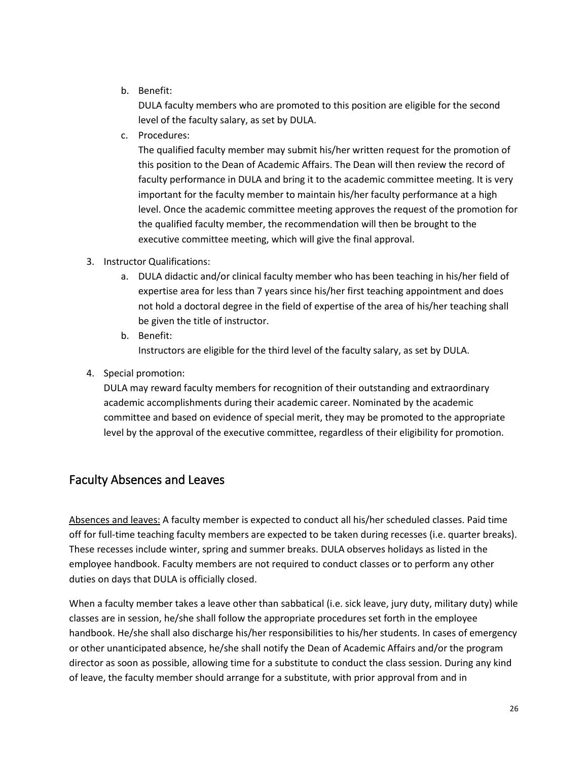b. Benefit:

   DULA faculty members who are promoted to this position are eligible for the second level of the faculty salary, as set by DULA.

c. Procedures:

   The qualified faculty member may submit his/her written request for the promotion of this position to the Dean of Academic Affairs. The Dean will then review the record of faculty performance in DULA and bring it to the academic committee meeting. It is very important for the faculty member to maintain his/her faculty performance at a high level. Once the academic committee meeting approves the request of the promotion for the qualified faculty member, the recommendation will then be brought to the executive committee meeting, which will give the final approval.

3. Instructor Qualifications:
   a. DULA didactic and/or clinical faculty member who has been teaching in his/her field of expertise area for less than 7 years since his/her first teaching appointment and does not hold a doctoral degree in the field of expertise of the area of his/her teaching shall be given the title of instructor.
   b. Benefit:

      Instructors are eligible for the third level of the faculty salary, as set by DULA.

4. Special promotion:

   DULA may reward faculty members for recognition of their outstanding and extraordinary academic accomplishments during their academic career. Nominated by the academic committee and based on evidence of special merit, they may be promoted to the appropriate level by the approval of the executive committee, regardless of their eligibility for promotion.

## Faculty Absences and Leaves

Absences and leaves: A faculty member is expected to conduct all his/her scheduled classes. Paid time off for full-time teaching faculty members are expected to be taken during recesses (i.e. quarter breaks). These recesses include winter, spring and summer breaks. DULA observes holidays as listed in the employee handbook. Faculty members are not required to conduct classes or to perform any other duties on days that DULA is officially closed.

When a faculty member takes a leave other than sabbatical (i.e. sick leave, jury duty, military duty) while classes are in session, he/she shall follow the appropriate procedures set forth in the employee handbook. He/she shall also discharge his/her responsibilities to his/her students. In cases of emergency or other unanticipated absence, he/she shall notify the Dean of Academic Affairs and/or the program director as soon as possible, allowing time for a substitute to conduct the class session. During any kind of leave, the faculty member should arrange for a substitute, with prior approval from and in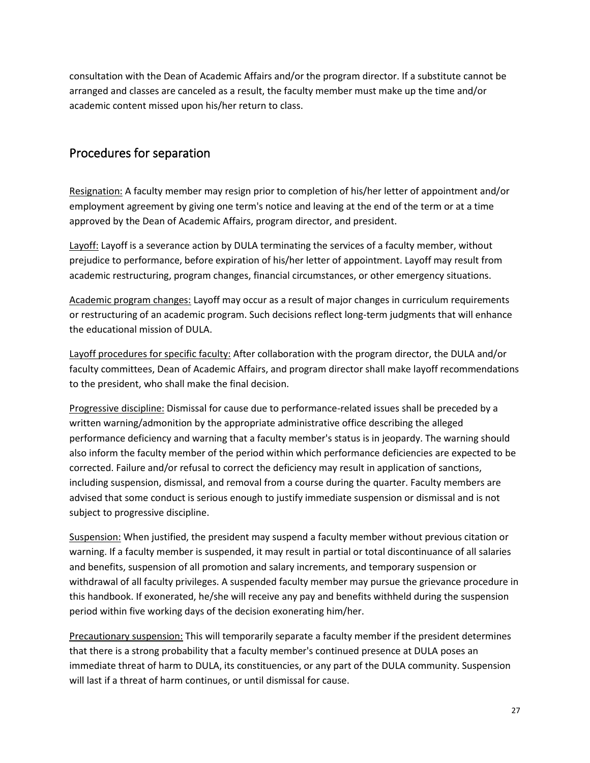consultation with the Dean of Academic Affairs and/or the program director. If a substitute cannot be arranged and classes are canceled as a result, the faculty member must make up the time and/or academic content missed upon his/her return to class.

## Procedures for separation

Resignation: A faculty member may resign prior to completion of his/her letter of appointment and/or employment agreement by giving one term's notice and leaving at the end of the term or at a time approved by the Dean of Academic Affairs, program director, and president.

Layoff: Layoff is a severance action by DULA terminating the services of a faculty member, without prejudice to performance, before expiration of his/her letter of appointment. Layoff may result from academic restructuring, program changes, financial circumstances, or other emergency situations.

Academic program changes: Layoff may occur as a result of major changes in curriculum requirements or restructuring of an academic program. Such decisions reflect long-term judgments that will enhance the educational mission of DULA.

Layoff procedures for specific faculty: After collaboration with the program director, the DULA and/or faculty committees, Dean of Academic Affairs, and program director shall make layoff recommendations to the president, who shall make the final decision.

Progressive discipline: Dismissal for cause due to performance-related issues shall be preceded by a written warning/admonition by the appropriate administrative office describing the alleged performance deficiency and warning that a faculty member's status is in jeopardy. The warning should also inform the faculty member of the period within which performance deficiencies are expected to be corrected. Failure and/or refusal to correct the deficiency may result in application of sanctions, including suspension, dismissal, and removal from a course during the quarter. Faculty members are advised that some conduct is serious enough to justify immediate suspension or dismissal and is not subject to progressive discipline.

Suspension: When justified, the president may suspend a faculty member without previous citation or warning. If a faculty member is suspended, it may result in partial or total discontinuance of all salaries and benefits, suspension of all promotion and salary increments, and temporary suspension or withdrawal of all faculty privileges. A suspended faculty member may pursue the grievance procedure in this handbook. If exonerated, he/she will receive any pay and benefits withheld during the suspension period within five working days of the decision exonerating him/her.

Precautionary suspension: This will temporarily separate a faculty member if the president determines that there is a strong probability that a faculty member's continued presence at DULA poses an immediate threat of harm to DULA, its constituencies, or any part of the DULA community. Suspension will last if a threat of harm continues, or until dismissal for cause.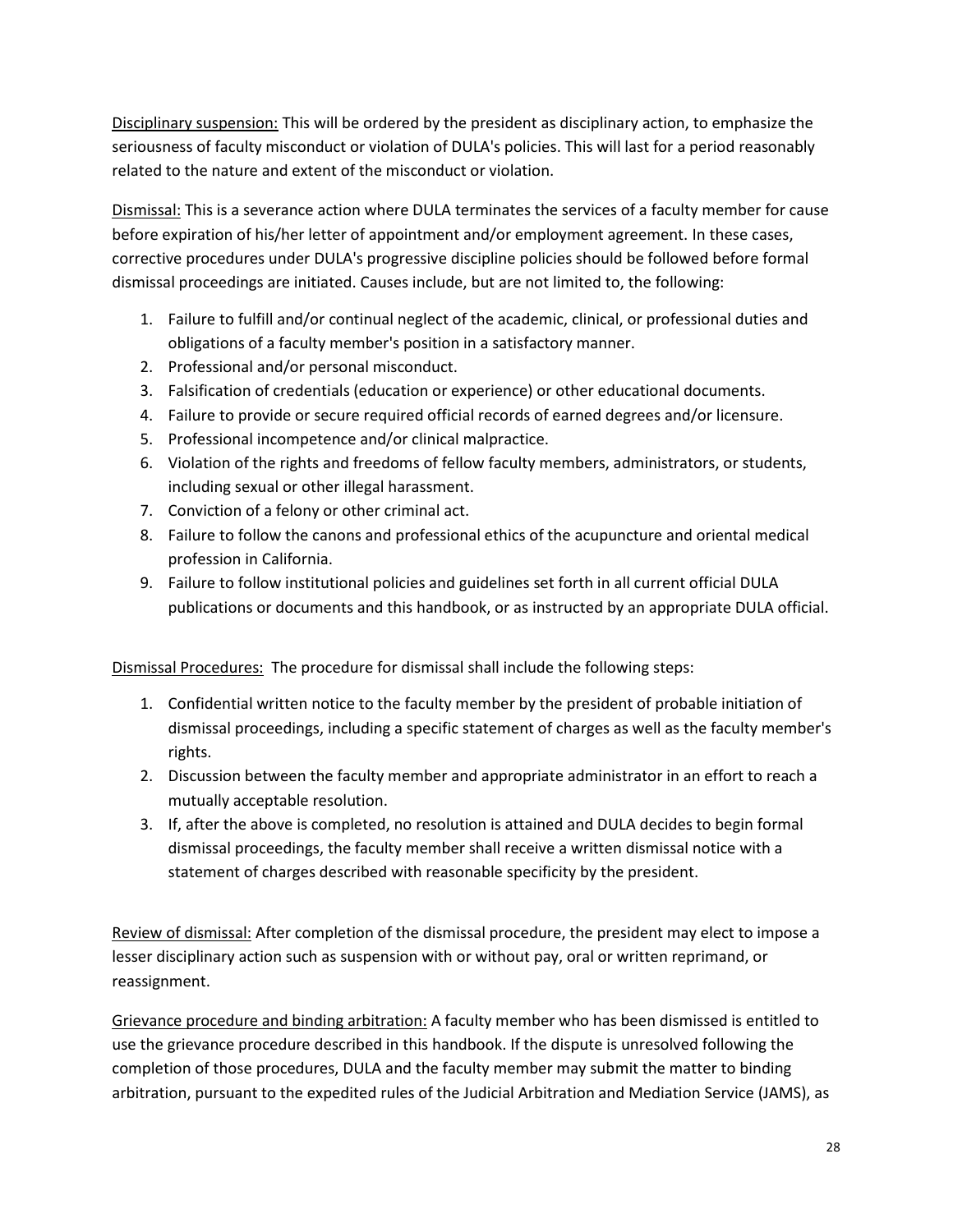Disciplinary suspension: This will be ordered by the president as disciplinary action, to emphasize the seriousness of faculty misconduct or violation of DULA's policies. This will last for a period reasonably related to the nature and extent of the misconduct or violation.

Dismissal: This is a severance action where DULA terminates the services of a faculty member for cause before expiration of his/her letter of appointment and/or employment agreement. In these cases, corrective procedures under DULA's progressive discipline policies should be followed before formal dismissal proceedings are initiated. Causes include, but are not limited to, the following:

1. Failure to fulfill and/or continual neglect of the academic, clinical, or professional duties and obligations of a faculty member's position in a satisfactory manner.
2. Professional and/or personal misconduct.
3. Falsification of credentials (education or experience) or other educational documents.
4. Failure to provide or secure required official records of earned degrees and/or licensure.
5. Professional incompetence and/or clinical malpractice.
6. Violation of the rights and freedoms of fellow faculty members, administrators, or students, including sexual or other illegal harassment.
7. Conviction of a felony or other criminal act.
8. Failure to follow the canons and professional ethics of the acupuncture and oriental medical profession in California.
9. Failure to follow institutional policies and guidelines set forth in all current official DULA publications or documents and this handbook, or as instructed by an appropriate DULA official.

Dismissal Procedures: The procedure for dismissal shall include the following steps:

1. Confidential written notice to the faculty member by the president of probable initiation of dismissal proceedings, including a specific statement of charges as well as the faculty member's rights.
2. Discussion between the faculty member and appropriate administrator in an effort to reach a mutually acceptable resolution.
3. If, after the above is completed, no resolution is attained and DULA decides to begin formal dismissal proceedings, the faculty member shall receive a written dismissal notice with a statement of charges described with reasonable specificity by the president.

Review of dismissal: After completion of the dismissal procedure, the president may elect to impose a lesser disciplinary action such as suspension with or without pay, oral or written reprimand, or reassignment.

Grievance procedure and binding arbitration: A faculty member who has been dismissed is entitled to use the grievance procedure described in this handbook. If the dispute is unresolved following the completion of those procedures, DULA and the faculty member may submit the matter to binding arbitration, pursuant to the expedited rules of the Judicial Arbitration and Mediation Service (JAMS), as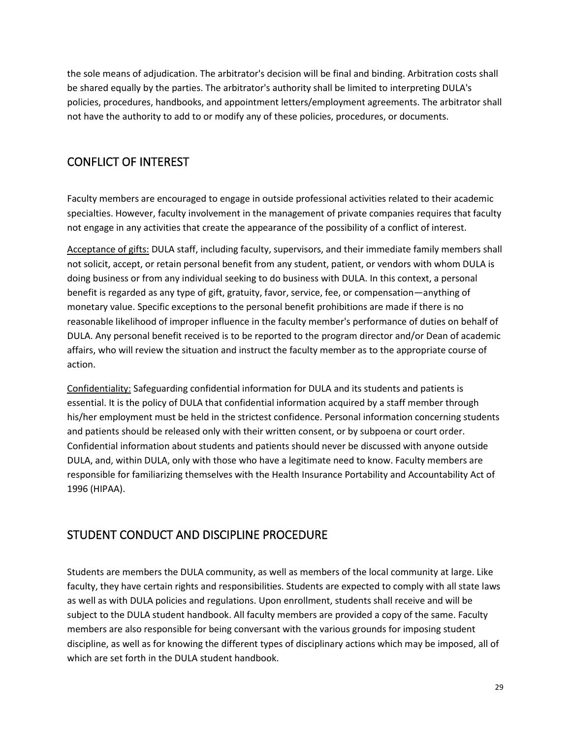the sole means of adjudication. The arbitrator's decision will be final and binding. Arbitration costs shall be shared equally by the parties. The arbitrator's authority shall be limited to interpreting DULA's policies, procedures, handbooks, and appointment letters/employment agreements. The arbitrator shall not have the authority to add to or modify any of these policies, procedures, or documents.

## CONFLICT OF INTEREST

Faculty members are encouraged to engage in outside professional activities related to their academic specialties. However, faculty involvement in the management of private companies requires that faculty not engage in any activities that create the appearance of the possibility of a conflict of interest.

Acceptance of gifts: DULA staff, including faculty, supervisors, and their immediate family members shall not solicit, accept, or retain personal benefit from any student, patient, or vendors with whom DULA is doing business or from any individual seeking to do business with DULA. In this context, a personal benefit is regarded as any type of gift, gratuity, favor, service, fee, or compensation—anything of monetary value. Specific exceptions to the personal benefit prohibitions are made if there is no reasonable likelihood of improper influence in the faculty member's performance of duties on behalf of DULA. Any personal benefit received is to be reported to the program director and/or Dean of academic affairs, who will review the situation and instruct the faculty member as to the appropriate course of action.

Confidentiality: Safeguarding confidential information for DULA and its students and patients is essential. It is the policy of DULA that confidential information acquired by a staff member through his/her employment must be held in the strictest confidence. Personal information concerning students and patients should be released only with their written consent, or by subpoena or court order. Confidential information about students and patients should never be discussed with anyone outside DULA, and, within DULA, only with those who have a legitimate need to know. Faculty members are responsible for familiarizing themselves with the Health Insurance Portability and Accountability Act of 1996 (HIPAA).

## STUDENT CONDUCT AND DISCIPLINE PROCEDURE

Students are members the DULA community, as well as members of the local community at large. Like faculty, they have certain rights and responsibilities. Students are expected to comply with all state laws as well as with DULA policies and regulations. Upon enrollment, students shall receive and will be subject to the DULA student handbook. All faculty members are provided a copy of the same. Faculty members are also responsible for being conversant with the various grounds for imposing student discipline, as well as for knowing the different types of disciplinary actions which may be imposed, all of which are set forth in the DULA student handbook.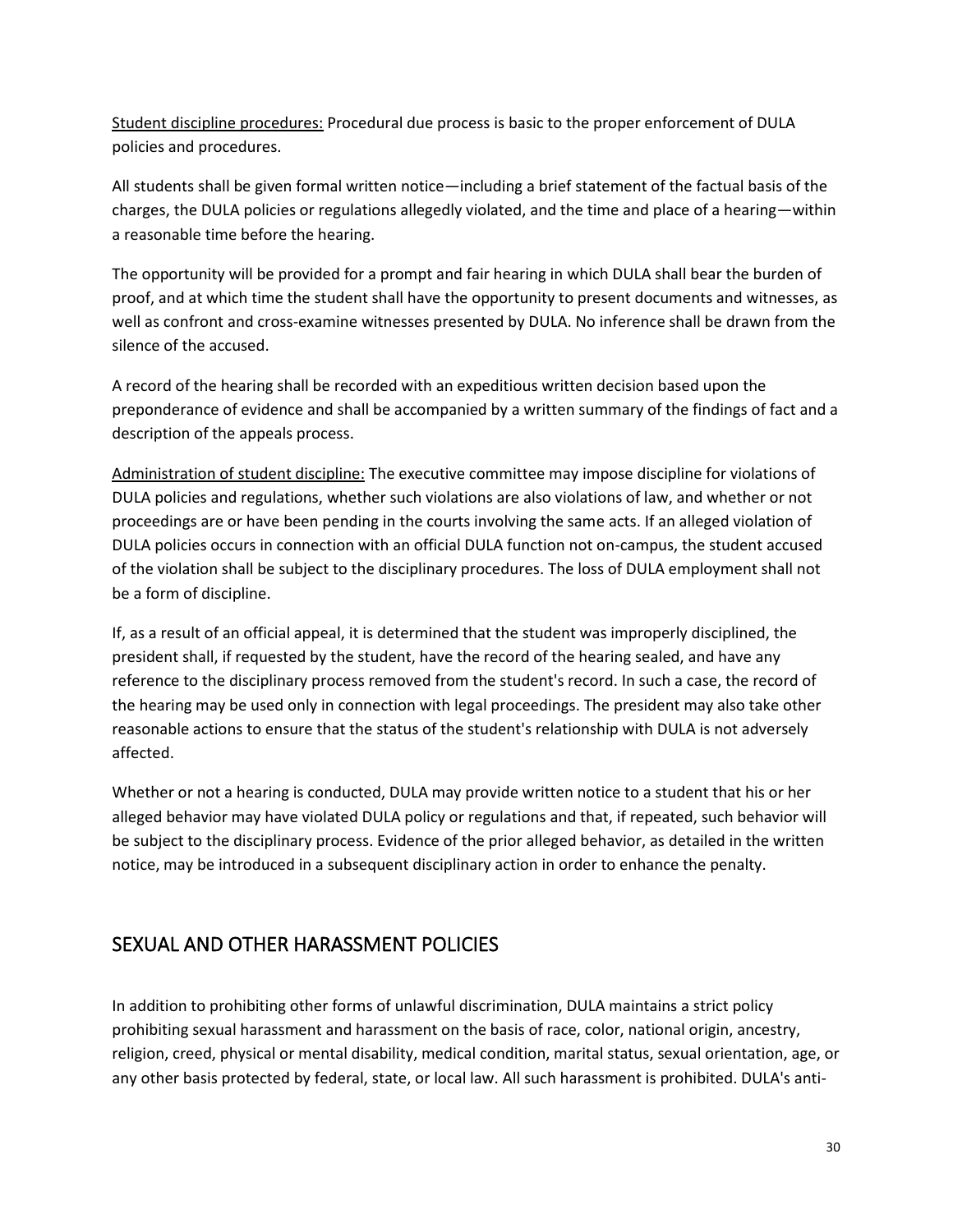Student discipline procedures: Procedural due process is basic to the proper enforcement of DULA policies and procedures.

All students shall be given formal written notice—including a brief statement of the factual basis of the charges, the DULA policies or regulations allegedly violated, and the time and place of a hearing—within a reasonable time before the hearing.

The opportunity will be provided for a prompt and fair hearing in which DULA shall bear the burden of proof, and at which time the student shall have the opportunity to present documents and witnesses, as well as confront and cross-examine witnesses presented by DULA. No inference shall be drawn from the silence of the accused.

A record of the hearing shall be recorded with an expeditious written decision based upon the preponderance of evidence and shall be accompanied by a written summary of the findings of fact and a description of the appeals process.

Administration of student discipline: The executive committee may impose discipline for violations of DULA policies and regulations, whether such violations are also violations of law, and whether or not proceedings are or have been pending in the courts involving the same acts. If an alleged violation of DULA policies occurs in connection with an official DULA function not on-campus, the student accused of the violation shall be subject to the disciplinary procedures. The loss of DULA employment shall not be a form of discipline.

If, as a result of an official appeal, it is determined that the student was improperly disciplined, the president shall, if requested by the student, have the record of the hearing sealed, and have any reference to the disciplinary process removed from the student's record. In such a case, the record of the hearing may be used only in connection with legal proceedings. The president may also take other reasonable actions to ensure that the status of the student's relationship with DULA is not adversely affected.

Whether or not a hearing is conducted, DULA may provide written notice to a student that his or her alleged behavior may have violated DULA policy or regulations and that, if repeated, such behavior will be subject to the disciplinary process. Evidence of the prior alleged behavior, as detailed in the written notice, may be introduced in a subsequent disciplinary action in order to enhance the penalty.

## SEXUAL AND OTHER HARASSMENT POLICIES

In addition to prohibiting other forms of unlawful discrimination, DULA maintains a strict policy prohibiting sexual harassment and harassment on the basis of race, color, national origin, ancestry, religion, creed, physical or mental disability, medical condition, marital status, sexual orientation, age, or any other basis protected by federal, state, or local law. All such harassment is prohibited. DULA's anti-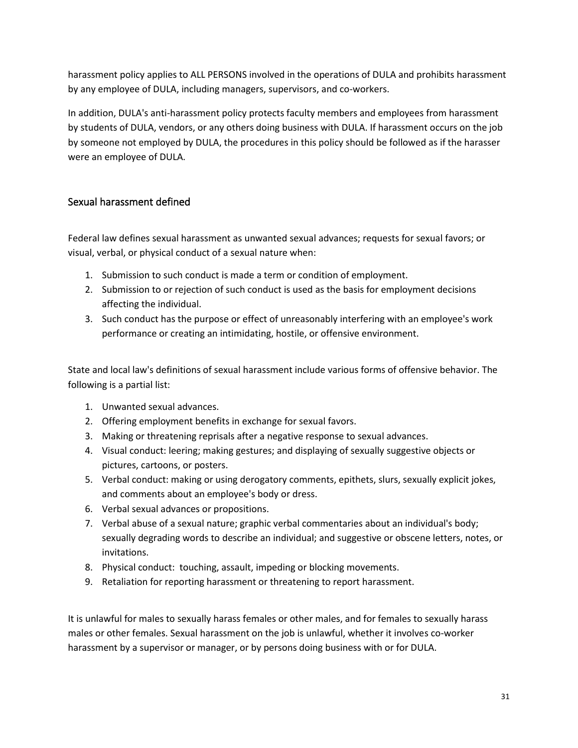harassment policy applies to ALL PERSONS involved in the operations of DULA and prohibits harassment by any employee of DULA, including managers, supervisors, and co-workers.

In addition, DULA's anti-harassment policy protects faculty members and employees from harassment by students of DULA, vendors, or any others doing business with DULA. If harassment occurs on the job by someone not employed by DULA, the procedures in this policy should be followed as if the harasser were an employee of DULA.

## Sexual harassment defined

Federal law defines sexual harassment as unwanted sexual advances; requests for sexual favors; or visual, verbal, or physical conduct of a sexual nature when:

1. Submission to such conduct is made a term or condition of employment.
2. Submission to or rejection of such conduct is used as the basis for employment decisions affecting the individual.
3. Such conduct has the purpose or effect of unreasonably interfering with an employee's work performance or creating an intimidating, hostile, or offensive environment.

State and local law's definitions of sexual harassment include various forms of offensive behavior. The following is a partial list:

1. Unwanted sexual advances.
2. Offering employment benefits in exchange for sexual favors.
3. Making or threatening reprisals after a negative response to sexual advances.
4. Visual conduct: leering; making gestures; and displaying of sexually suggestive objects or pictures, cartoons, or posters.
5. Verbal conduct: making or using derogatory comments, epithets, slurs, sexually explicit jokes, and comments about an employee's body or dress.
6. Verbal sexual advances or propositions.
7. Verbal abuse of a sexual nature; graphic verbal commentaries about an individual's body; sexually degrading words to describe an individual; and suggestive or obscene letters, notes, or invitations.
8. Physical conduct: touching, assault, impeding or blocking movements.
9. Retaliation for reporting harassment or threatening to report harassment.

It is unlawful for males to sexually harass females or other males, and for females to sexually harass males or other females. Sexual harassment on the job is unlawful, whether it involves co-worker harassment by a supervisor or manager, or by persons doing business with or for DULA.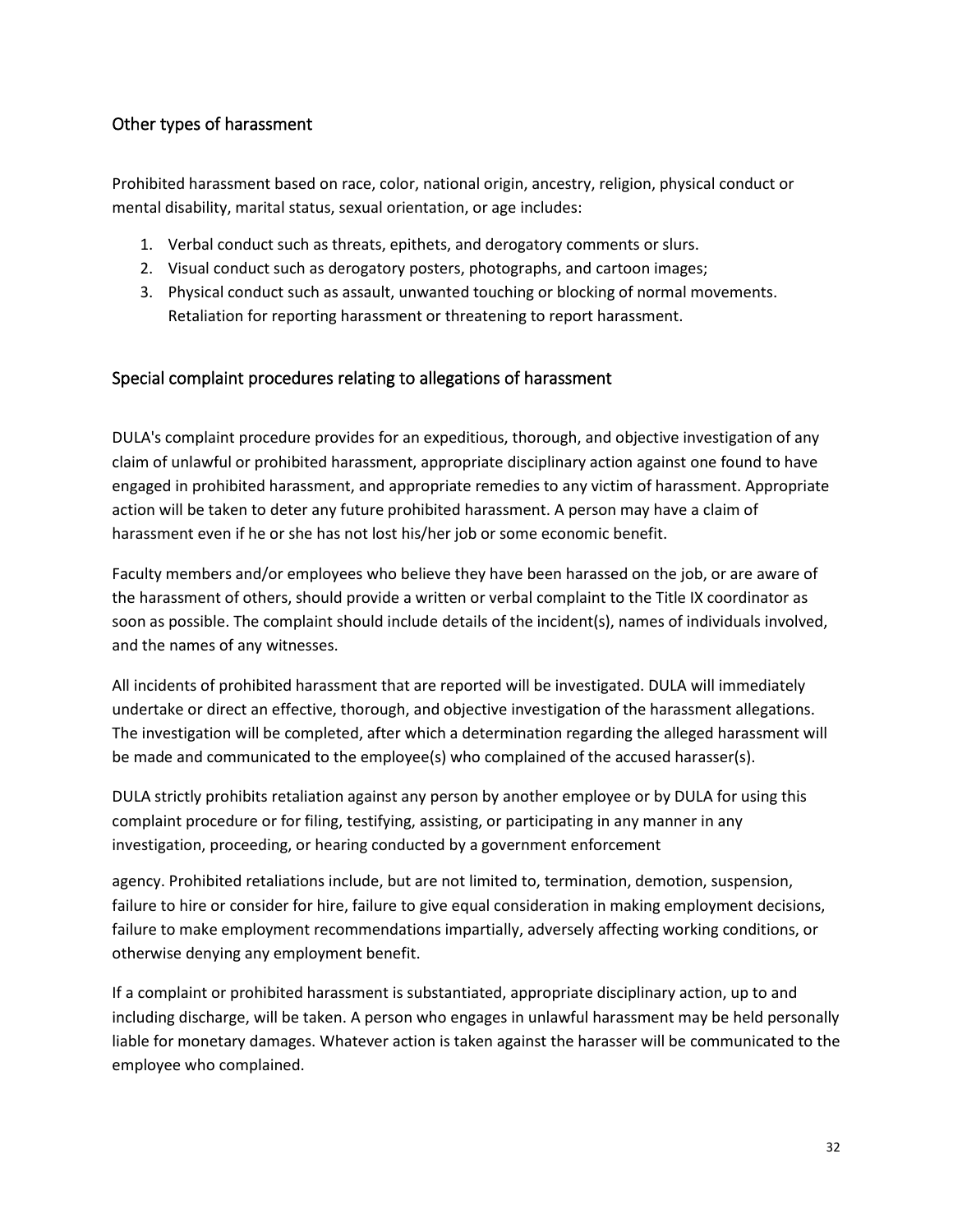## Other types of harassment

Prohibited harassment based on race, color, national origin, ancestry, religion, physical conduct or mental disability, marital status, sexual orientation, or age includes:

1. Verbal conduct such as threats, epithets, and derogatory comments or slurs.
2. Visual conduct such as derogatory posters, photographs, and cartoon images;
3. Physical conduct such as assault, unwanted touching or blocking of normal movements. Retaliation for reporting harassment or threatening to report harassment.

## Special complaint procedures relating to allegations of harassment

DULA's complaint procedure provides for an expeditious, thorough, and objective investigation of any claim of unlawful or prohibited harassment, appropriate disciplinary action against one found to have engaged in prohibited harassment, and appropriate remedies to any victim of harassment. Appropriate action will be taken to deter any future prohibited harassment. A person may have a claim of harassment even if he or she has not lost his/her job or some economic benefit.

Faculty members and/or employees who believe they have been harassed on the job, or are aware of the harassment of others, should provide a written or verbal complaint to the Title IX coordinator as soon as possible. The complaint should include details of the incident(s), names of individuals involved, and the names of any witnesses.

All incidents of prohibited harassment that are reported will be investigated. DULA will immediately undertake or direct an effective, thorough, and objective investigation of the harassment allegations. The investigation will be completed, after which a determination regarding the alleged harassment will be made and communicated to the employee(s) who complained of the accused harasser(s).

DULA strictly prohibits retaliation against any person by another employee or by DULA for using this complaint procedure or for filing, testifying, assisting, or participating in any manner in any investigation, proceeding, or hearing conducted by a government enforcement agency. Prohibited retaliations include, but are not limited to, termination, demotion, suspension, failure to hire or consider for hire, failure to give equal consideration in making employment decisions, failure to make employment recommendations impartially, adversely affecting working conditions, or otherwise denying any employment benefit.

If a complaint or prohibited harassment is substantiated, appropriate disciplinary action, up to and including discharge, will be taken. A person who engages in unlawful harassment may be held personally liable for monetary damages. Whatever action is taken against the harasser will be communicated to the employee who complained.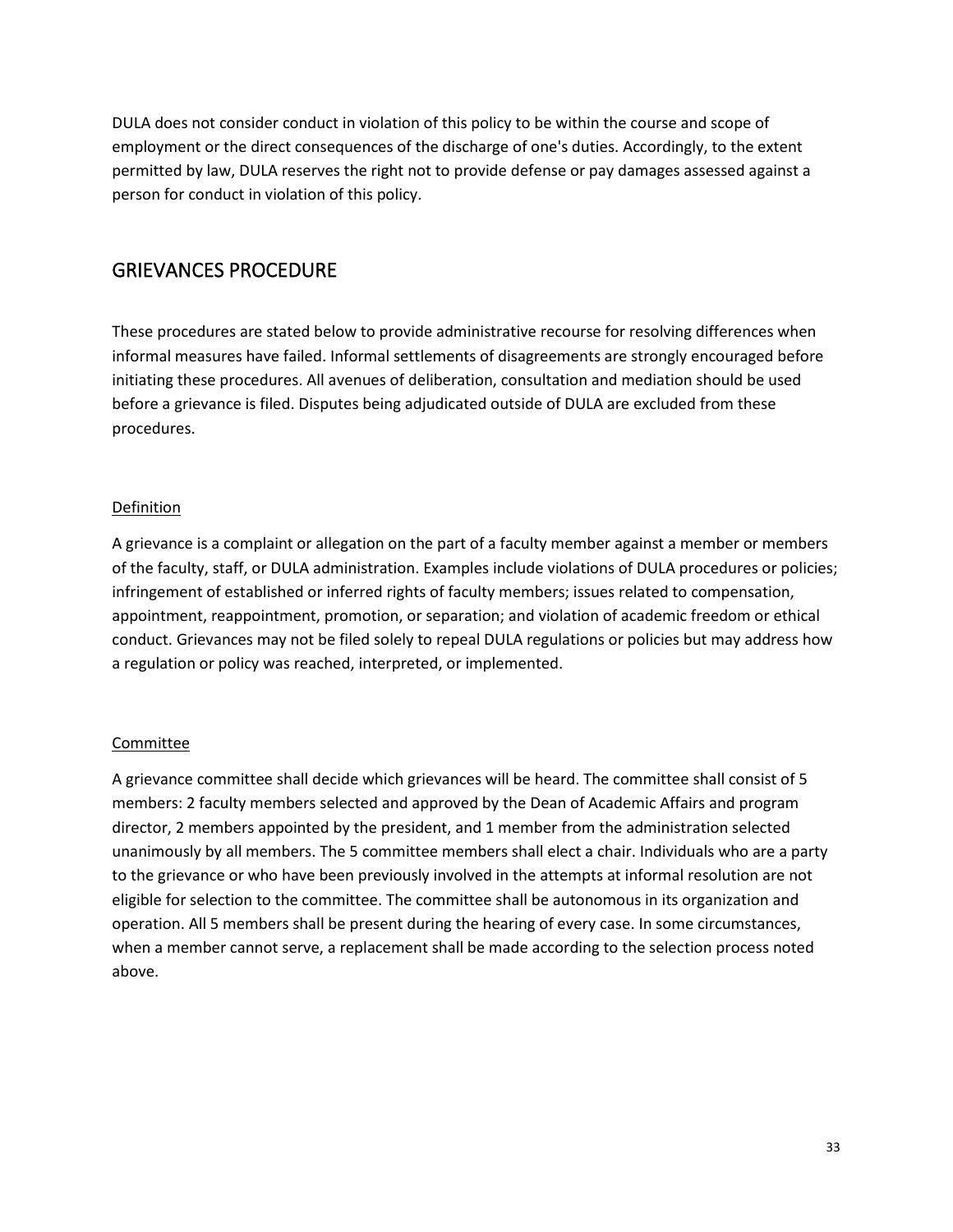DULA does not consider conduct in violation of this policy to be within the course and scope of employment or the direct consequences of the discharge of one's duties. Accordingly, to the extent permitted by law, DULA reserves the right not to provide defense or pay damages assessed against a person for conduct in violation of this policy.

## GRIEVANCES PROCEDURE

These procedures are stated below to provide administrative recourse for resolving differences when informal measures have failed. Informal settlements of disagreements are strongly encouraged before initiating these procedures. All avenues of deliberation, consultation and mediation should be used before a grievance is filed. Disputes being adjudicated outside of DULA are excluded from these procedures.

### Definition

A grievance is a complaint or allegation on the part of a faculty member against a member or members of the faculty, staff, or DULA administration. Examples include violations of DULA procedures or policies; infringement of established or inferred rights of faculty members; issues related to compensation, appointment, reappointment, promotion, or separation; and violation of academic freedom or ethical conduct. Grievances may not be filed solely to repeal DULA regulations or policies but may address how a regulation or policy was reached, interpreted, or implemented.

### Committee

A grievance committee shall decide which grievances will be heard. The committee shall consist of 5 members: 2 faculty members selected and approved by the Dean of Academic Affairs and program director, 2 members appointed by the president, and 1 member from the administration selected unanimously by all members. The 5 committee members shall elect a chair. Individuals who are a party to the grievance or who have been previously involved in the attempts at informal resolution are not eligible for selection to the committee. The committee shall be autonomous in its organization and operation. All 5 members shall be present during the hearing of every case. In some circumstances, when a member cannot serve, a replacement shall be made according to the selection process noted above.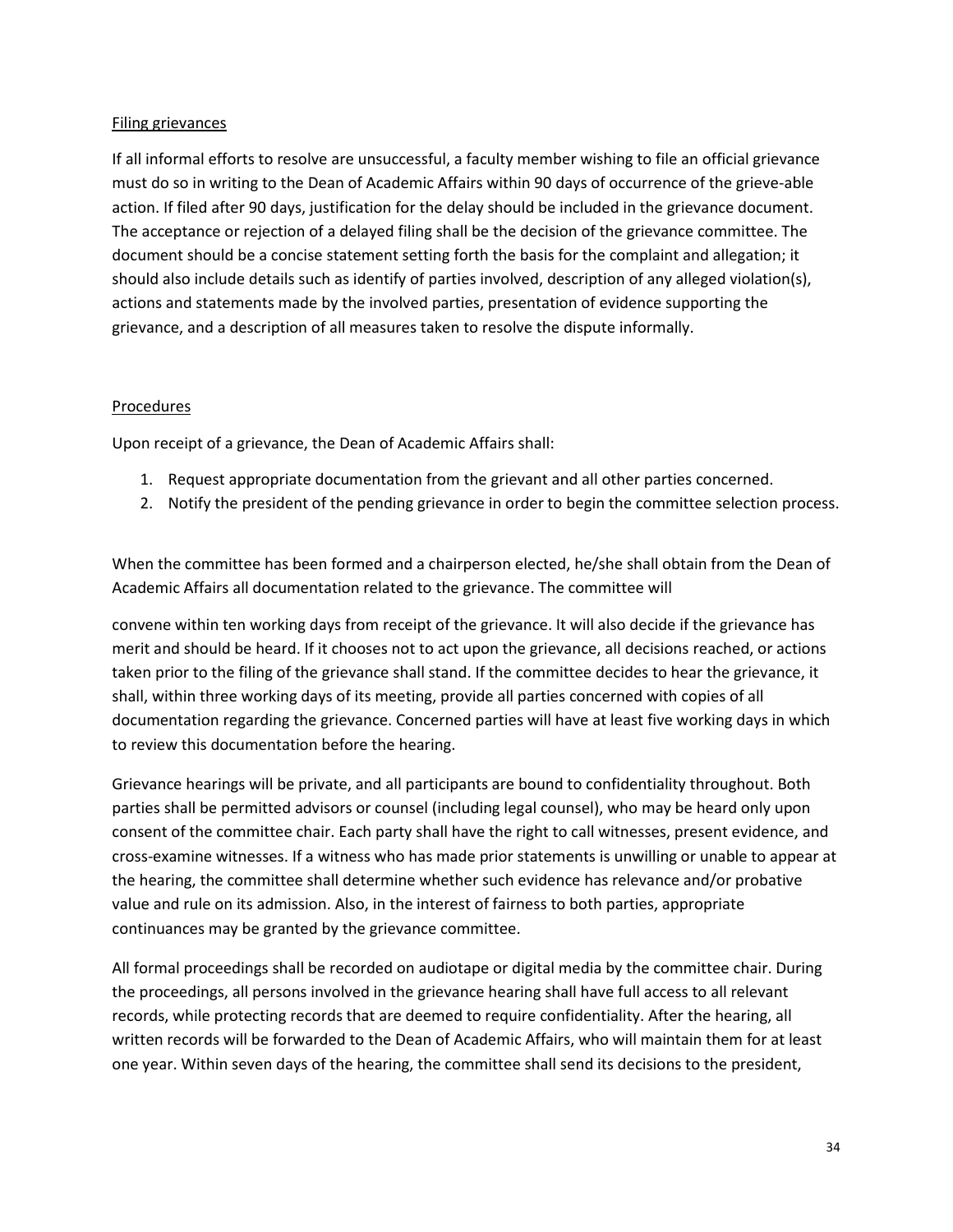Filing grievances

If all informal efforts to resolve are unsuccessful, a faculty member wishing to file an official grievance must do so in writing to the Dean of Academic Affairs within 90 days of occurrence of the grieve-able action. If filed after 90 days, justification for the delay should be included in the grievance document. The acceptance or rejection of a delayed filing shall be the decision of the grievance committee. The document should be a concise statement setting forth the basis for the complaint and allegation; it should also include details such as identify of parties involved, description of any alleged violation(s), actions and statements made by the involved parties, presentation of evidence supporting the grievance, and a description of all measures taken to resolve the dispute informally.

Procedures

Upon receipt of a grievance, the Dean of Academic Affairs shall:

1. Request appropriate documentation from the grievant and all other parties concerned.
2. Notify the president of the pending grievance in order to begin the committee selection process.

When the committee has been formed and a chairperson elected, he/she shall obtain from the Dean of Academic Affairs all documentation related to the grievance. The committee will convene within ten working days from receipt of the grievance. It will also decide if the grievance has merit and should be heard. If it chooses not to act upon the grievance, all decisions reached, or actions taken prior to the filing of the grievance shall stand. If the committee decides to hear the grievance, it shall, within three working days of its meeting, provide all parties concerned with copies of all documentation regarding the grievance. Concerned parties will have at least five working days in which to review this documentation before the hearing.

Grievance hearings will be private, and all participants are bound to confidentiality throughout. Both parties shall be permitted advisors or counsel (including legal counsel), who may be heard only upon consent of the committee chair. Each party shall have the right to call witnesses, present evidence, and cross-examine witnesses. If a witness who has made prior statements is unwilling or unable to appear at the hearing, the committee shall determine whether such evidence has relevance and/or probative value and rule on its admission. Also, in the interest of fairness to both parties, appropriate continuances may be granted by the grievance committee.

All formal proceedings shall be recorded on audiotape or digital media by the committee chair. During the proceedings, all persons involved in the grievance hearing shall have full access to all relevant records, while protecting records that are deemed to require confidentiality. After the hearing, all written records will be forwarded to the Dean of Academic Affairs, who will maintain them for at least one year. Within seven days of the hearing, the committee shall send its decisions to the president,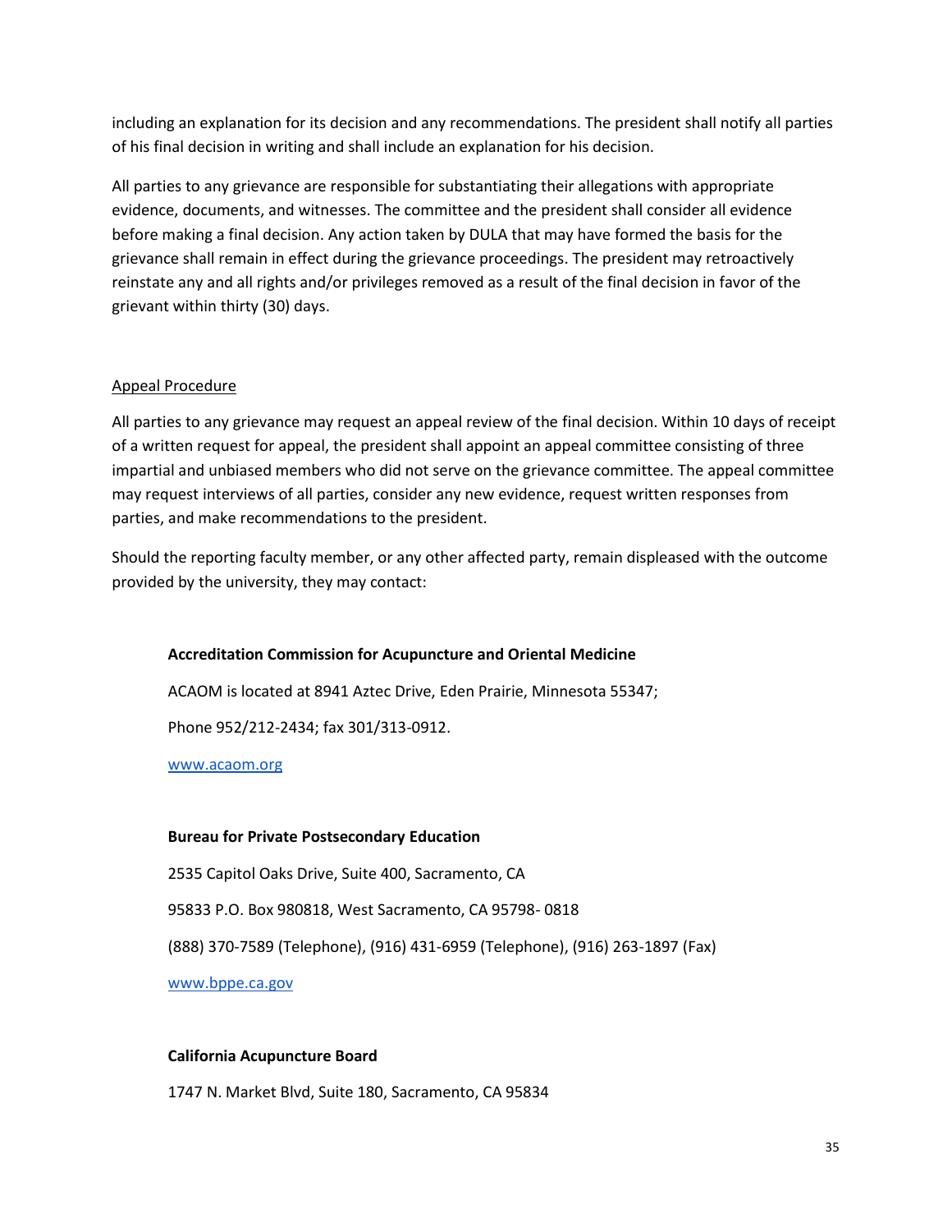including an explanation for its decision and any recommendations. The president shall notify all parties of his final decision in writing and shall include an explanation for his decision.

All parties to any grievance are responsible for substantiating their allegations with appropriate evidence, documents, and witnesses. The committee and the president shall consider all evidence before making a final decision. Any action taken by DULA that may have formed the basis for the grievance shall remain in effect during the grievance proceedings. The president may retroactively reinstate any and all rights and/or privileges removed as a result of the final decision in favor of the grievant within thirty (30) days.

## Appeal Procedure

All parties to any grievance may request an appeal review of the final decision. Within 10 days of receipt of a written request for appeal, the president shall appoint an appeal committee consisting of three impartial and unbiased members who did not serve on the grievance committee. The appeal committee may request interviews of all parties, consider any new evidence, request written responses from parties, and make recommendations to the president.

Should the reporting faculty member, or any other affected party, remain displeased with the outcome provided by the university, they may contact:

**Accreditation Commission for Acupuncture and Oriental Medicine**

ACAOM is located at 8941 Aztec Drive, Eden Prairie, Minnesota 55347;

Phone 952/212-2434; fax 301/313-0912.

www.acaom.org

**Bureau for Private Postsecondary Education**

2535 Capitol Oaks Drive, Suite 400, Sacramento, CA

95833 P.O. Box 980818, West Sacramento, CA 95798- 0818

(888) 370-7589 (Telephone), (916) 431-6959 (Telephone), (916) 263-1897 (Fax)

www.bppe.ca.gov

**California Acupuncture Board**

1747 N. Market Blvd, Suite 180, Sacramento, CA 95834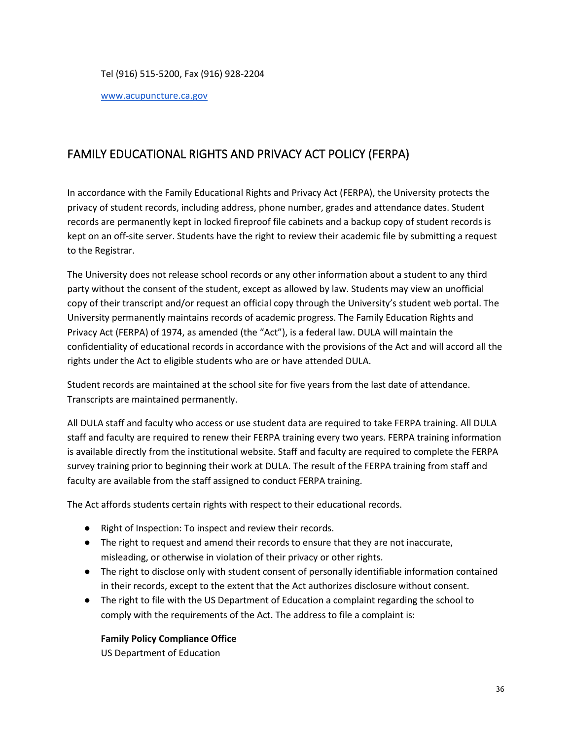Tel (916) 515-5200, Fax (916) 928-2204

www.acupuncture.ca.gov

## FAMILY EDUCATIONAL RIGHTS AND PRIVACY ACT POLICY (FERPA)

In accordance with the Family Educational Rights and Privacy Act (FERPA), the University protects the privacy of student records, including address, phone number, grades and attendance dates. Student records are permanently kept in locked fireproof file cabinets and a backup copy of student records is kept on an off-site server. Students have the right to review their academic file by submitting a request to the Registrar.

The University does not release school records or any other information about a student to any third party without the consent of the student, except as allowed by law. Students may view an unofficial copy of their transcript and/or request an official copy through the University's student web portal. The University permanently maintains records of academic progress. The Family Education Rights and Privacy Act (FERPA) of 1974, as amended (the "Act"), is a federal law. DULA will maintain the confidentiality of educational records in accordance with the provisions of the Act and will accord all the rights under the Act to eligible students who are or have attended DULA.

Student records are maintained at the school site for five years from the last date of attendance. Transcripts are maintained permanently.

All DULA staff and faculty who access or use student data are required to take FERPA training. All DULA staff and faculty are required to renew their FERPA training every two years. FERPA training information is available directly from the institutional website. Staff and faculty are required to complete the FERPA survey training prior to beginning their work at DULA. The result of the FERPA training from staff and faculty are available from the staff assigned to conduct FERPA training.

The Act affords students certain rights with respect to their educational records.

- Right of Inspection: To inspect and review their records.
- The right to request and amend their records to ensure that they are not inaccurate, misleading, or otherwise in violation of their privacy or other rights.
- The right to disclose only with student consent of personally identifiable information contained in their records, except to the extent that the Act authorizes disclosure without consent.
- The right to file with the US Department of Education a complaint regarding the school to comply with the requirements of the Act. The address to file a complaint is:

  **Family Policy Compliance Office**
  US Department of Education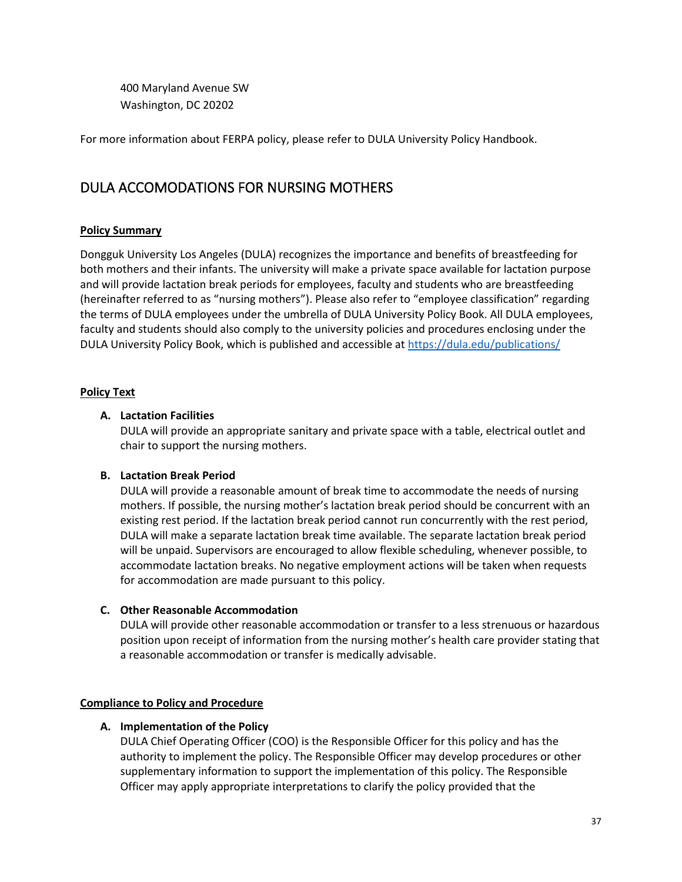400 Maryland Avenue SW
Washington, DC 20202

For more information about FERPA policy, please refer to DULA University Policy Handbook.

## DULA ACCOMODATIONS FOR NURSING MOTHERS

**Policy Summary**

Dongguk University Los Angeles (DULA) recognizes the importance and benefits of breastfeeding for both mothers and their infants. The university will make a private space available for lactation purpose and will provide lactation break periods for employees, faculty and students who are breastfeeding (hereinafter referred to as "nursing mothers"). Please also refer to "employee classification" regarding the terms of DULA employees under the umbrella of DULA University Policy Book. All DULA employees, faculty and students should also comply to the university policies and procedures enclosing under the DULA University Policy Book, which is published and accessible at https://dula.edu/publications/

**Policy Text**

**A. Lactation Facilities**
DULA will provide an appropriate sanitary and private space with a table, electrical outlet and chair to support the nursing mothers.

**B. Lactation Break Period**
DULA will provide a reasonable amount of break time to accommodate the needs of nursing mothers. If possible, the nursing mother's lactation break period should be concurrent with an existing rest period. If the lactation break period cannot run concurrently with the rest period, DULA will make a separate lactation break time available. The separate lactation break period will be unpaid. Supervisors are encouraged to allow flexible scheduling, whenever possible, to accommodate lactation breaks. No negative employment actions will be taken when requests for accommodation are made pursuant to this policy.

**C. Other Reasonable Accommodation**
DULA will provide other reasonable accommodation or transfer to a less strenuous or hazardous position upon receipt of information from the nursing mother's health care provider stating that a reasonable accommodation or transfer is medically advisable.

**Compliance to Policy and Procedure**

**A. Implementation of the Policy**
DULA Chief Operating Officer (COO) is the Responsible Officer for this policy and has the authority to implement the policy. The Responsible Officer may develop procedures or other supplementary information to support the implementation of this policy. The Responsible Officer may apply appropriate interpretations to clarify the policy provided that the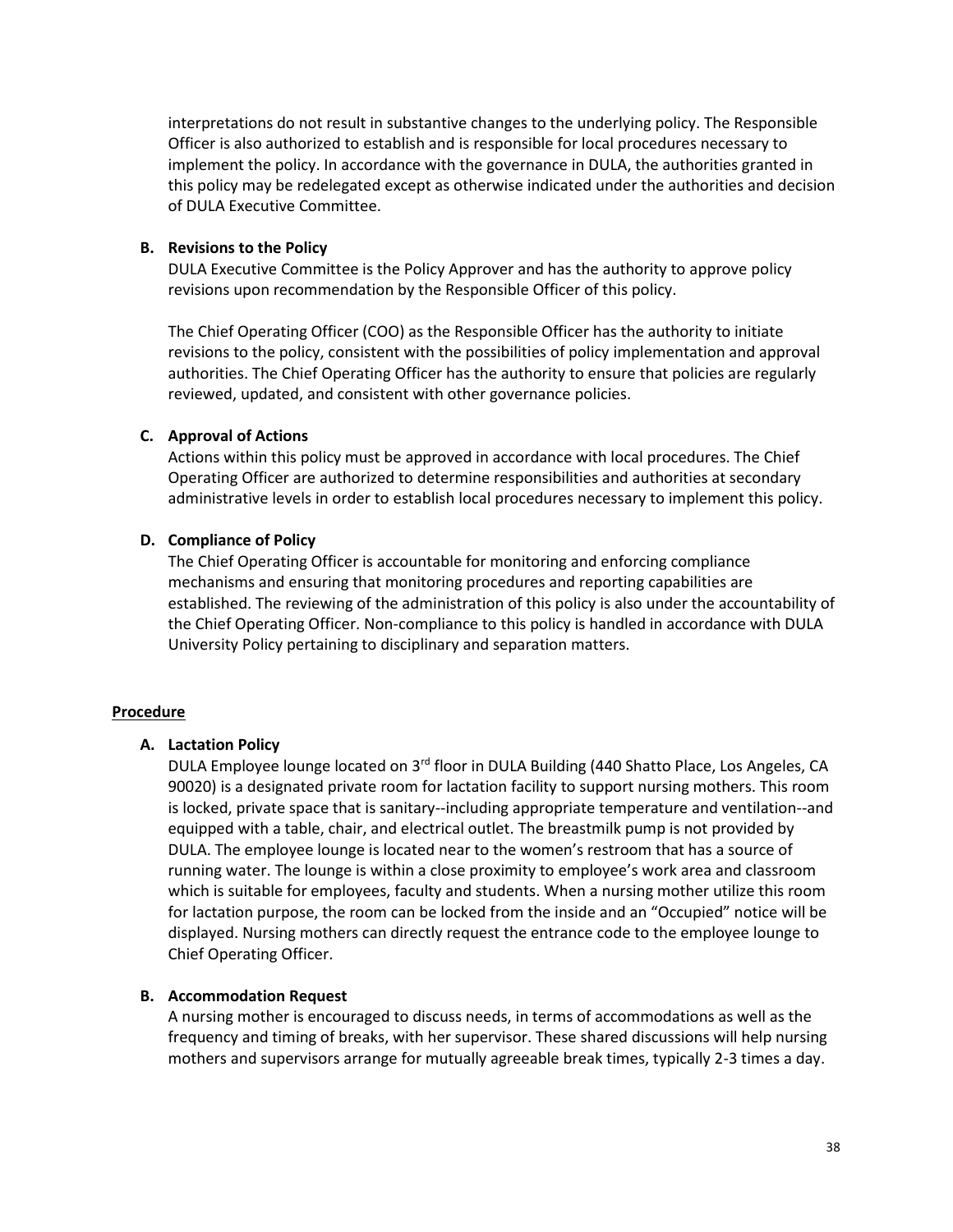interpretations do not result in substantive changes to the underlying policy. The Responsible Officer is also authorized to establish and is responsible for local procedures necessary to implement the policy. In accordance with the governance in DULA, the authorities granted in this policy may be redelegated except as otherwise indicated under the authorities and decision of DULA Executive Committee.

**B. Revisions to the Policy**

DULA Executive Committee is the Policy Approver and has the authority to approve policy revisions upon recommendation by the Responsible Officer of this policy.

The Chief Operating Officer (COO) as the Responsible Officer has the authority to initiate revisions to the policy, consistent with the possibilities of policy implementation and approval authorities. The Chief Operating Officer has the authority to ensure that policies are regularly reviewed, updated, and consistent with other governance policies.

**C. Approval of Actions**

Actions within this policy must be approved in accordance with local procedures. The Chief Operating Officer are authorized to determine responsibilities and authorities at secondary administrative levels in order to establish local procedures necessary to implement this policy.

**D. Compliance of Policy**

The Chief Operating Officer is accountable for monitoring and enforcing compliance mechanisms and ensuring that monitoring procedures and reporting capabilities are established. The reviewing of the administration of this policy is also under the accountability of the Chief Operating Officer. Non-compliance to this policy is handled in accordance with DULA University Policy pertaining to disciplinary and separation matters.

**Procedure**

**A. Lactation Policy**

DULA Employee lounge located on 3rd floor in DULA Building (440 Shatto Place, Los Angeles, CA 90020) is a designated private room for lactation facility to support nursing mothers. This room is locked, private space that is sanitary--including appropriate temperature and ventilation--and equipped with a table, chair, and electrical outlet. The breastmilk pump is not provided by DULA. The employee lounge is located near to the women's restroom that has a source of running water. The lounge is within a close proximity to employee's work area and classroom which is suitable for employees, faculty and students. When a nursing mother utilize this room for lactation purpose, the room can be locked from the inside and an "Occupied" notice will be displayed. Nursing mothers can directly request the entrance code to the employee lounge to Chief Operating Officer.

**B. Accommodation Request**

A nursing mother is encouraged to discuss needs, in terms of accommodations as well as the frequency and timing of breaks, with her supervisor. These shared discussions will help nursing mothers and supervisors arrange for mutually agreeable break times, typically 2-3 times a day.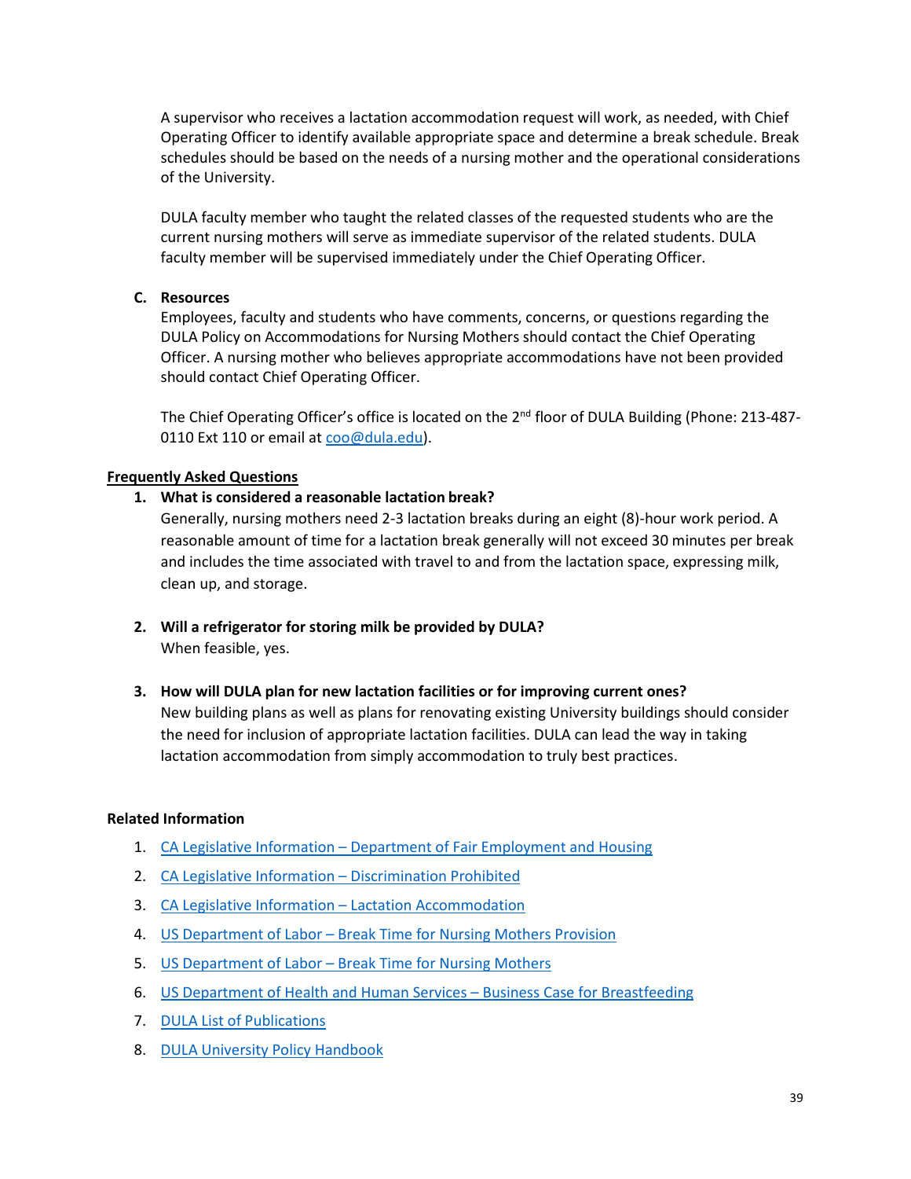A supervisor who receives a lactation accommodation request will work, as needed, with Chief Operating Officer to identify available appropriate space and determine a break schedule. Break schedules should be based on the needs of a nursing mother and the operational considerations of the University.

DULA faculty member who taught the related classes of the requested students who are the current nursing mothers will serve as immediate supervisor of the related students. DULA faculty member will be supervised immediately under the Chief Operating Officer.

**C. Resources**

Employees, faculty and students who have comments, concerns, or questions regarding the DULA Policy on Accommodations for Nursing Mothers should contact the Chief Operating Officer. A nursing mother who believes appropriate accommodations have not been provided should contact Chief Operating Officer.

The Chief Operating Officer's office is located on the 2nd floor of DULA Building (Phone: 213-487-0110 Ext 110 or email at coo@dula.edu).

**Frequently Asked Questions**

1. **What is considered a reasonable lactation break?**
   Generally, nursing mothers need 2-3 lactation breaks during an eight (8)-hour work period. A reasonable amount of time for a lactation break generally will not exceed 30 minutes per break and includes the time associated with travel to and from the lactation space, expressing milk, clean up, and storage.

2. **Will a refrigerator for storing milk be provided by DULA?**
   When feasible, yes.

3. **How will DULA plan for new lactation facilities or for improving current ones?**
   New building plans as well as plans for renovating existing University buildings should consider the need for inclusion of appropriate lactation facilities. DULA can lead the way in taking lactation accommodation from simply accommodation to truly best practices.

**Related Information**

1. CA Legislative Information – Department of Fair Employment and Housing
2. CA Legislative Information – Discrimination Prohibited
3. CA Legislative Information – Lactation Accommodation
4. US Department of Labor – Break Time for Nursing Mothers Provision
5. US Department of Labor – Break Time for Nursing Mothers
6. US Department of Health and Human Services – Business Case for Breastfeeding
7. DULA List of Publications
8. DULA University Policy Handbook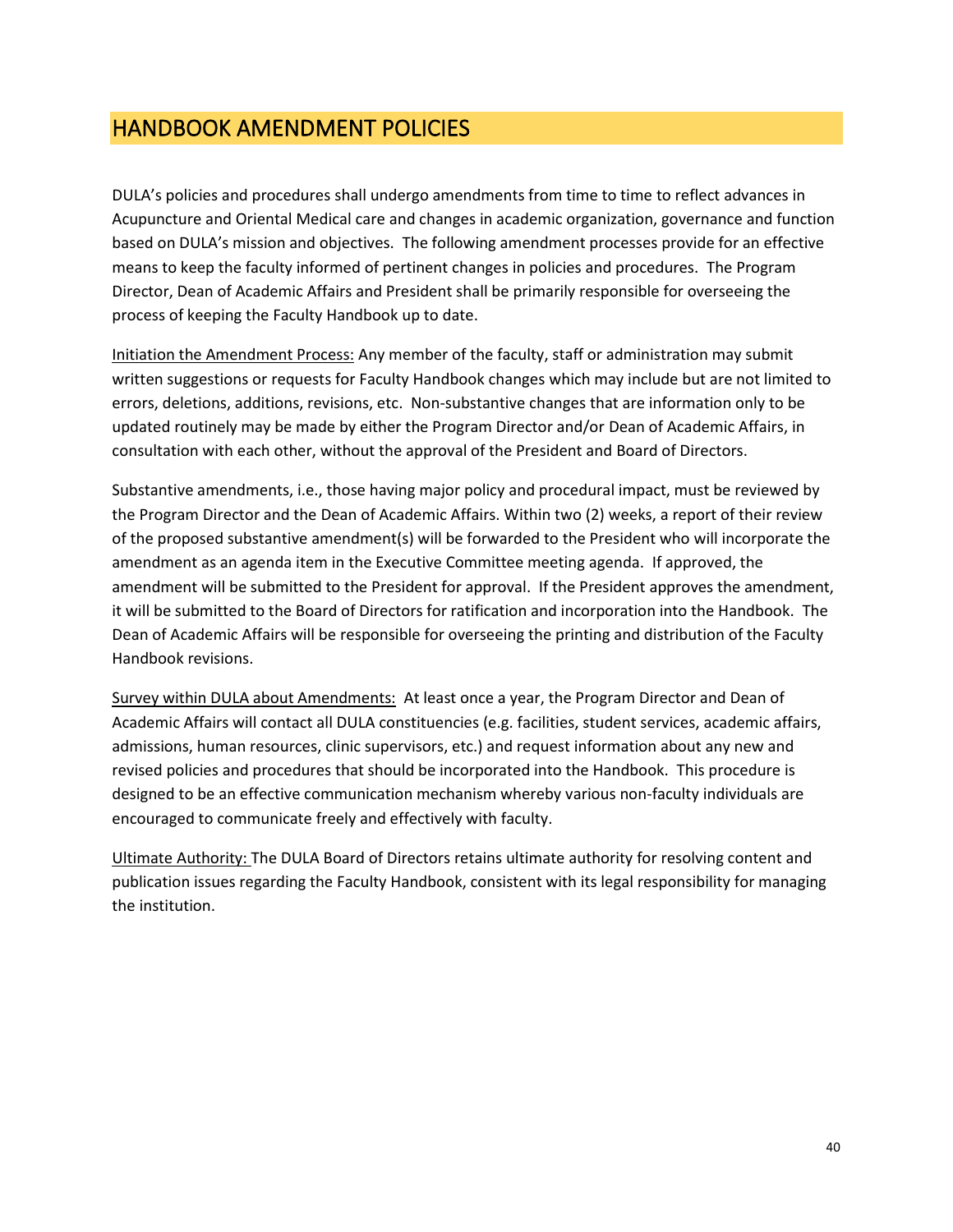## HANDBOOK AMENDMENT POLICIES

DULA's policies and procedures shall undergo amendments from time to time to reflect advances in Acupuncture and Oriental Medical care and changes in academic organization, governance and function based on DULA's mission and objectives. The following amendment processes provide for an effective means to keep the faculty informed of pertinent changes in policies and procedures. The Program Director, Dean of Academic Affairs and President shall be primarily responsible for overseeing the process of keeping the Faculty Handbook up to date.

Initiation the Amendment Process: Any member of the faculty, staff or administration may submit written suggestions or requests for Faculty Handbook changes which may include but are not limited to errors, deletions, additions, revisions, etc. Non-substantive changes that are information only to be updated routinely may be made by either the Program Director and/or Dean of Academic Affairs, in consultation with each other, without the approval of the President and Board of Directors.

Substantive amendments, i.e., those having major policy and procedural impact, must be reviewed by the Program Director and the Dean of Academic Affairs. Within two (2) weeks, a report of their review of the proposed substantive amendment(s) will be forwarded to the President who will incorporate the amendment as an agenda item in the Executive Committee meeting agenda. If approved, the amendment will be submitted to the President for approval. If the President approves the amendment, it will be submitted to the Board of Directors for ratification and incorporation into the Handbook. The Dean of Academic Affairs will be responsible for overseeing the printing and distribution of the Faculty Handbook revisions.

Survey within DULA about Amendments: At least once a year, the Program Director and Dean of Academic Affairs will contact all DULA constituencies (e.g. facilities, student services, academic affairs, admissions, human resources, clinic supervisors, etc.) and request information about any new and revised policies and procedures that should be incorporated into the Handbook. This procedure is designed to be an effective communication mechanism whereby various non-faculty individuals are encouraged to communicate freely and effectively with faculty.

Ultimate Authority: The DULA Board of Directors retains ultimate authority for resolving content and publication issues regarding the Faculty Handbook, consistent with its legal responsibility for managing the institution.